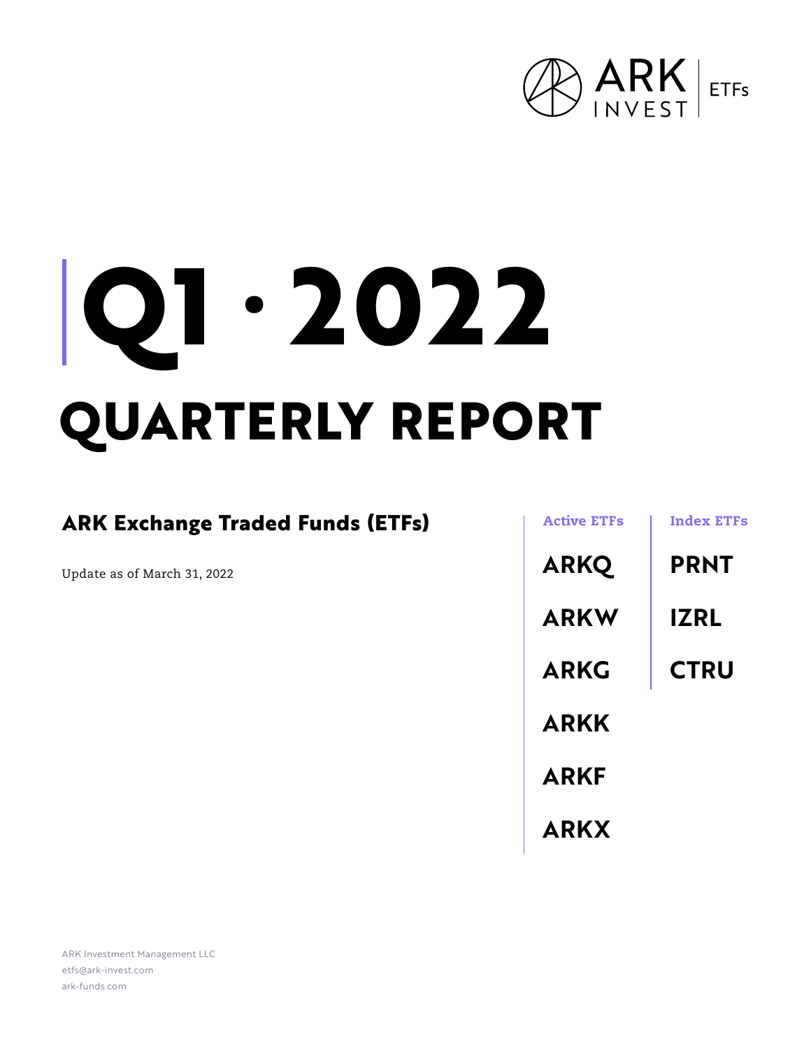ARK INVEST | ETFs

# Q1 · 2022

# QUARTERLY REPORT

## ARK Exchange Traded Funds (ETFs)

Update as of March 31, 2022

| Active ETFs | Index ETFs |
|---|---|
| ARKQ | PRNT |
| ARKW | IZRL |
| ARKG | CTRU |
| ARKK | |
| ARKF | |
| ARKX | |

ARK Investment Management LLC
etfs@ark-invest.com
ark-funds.com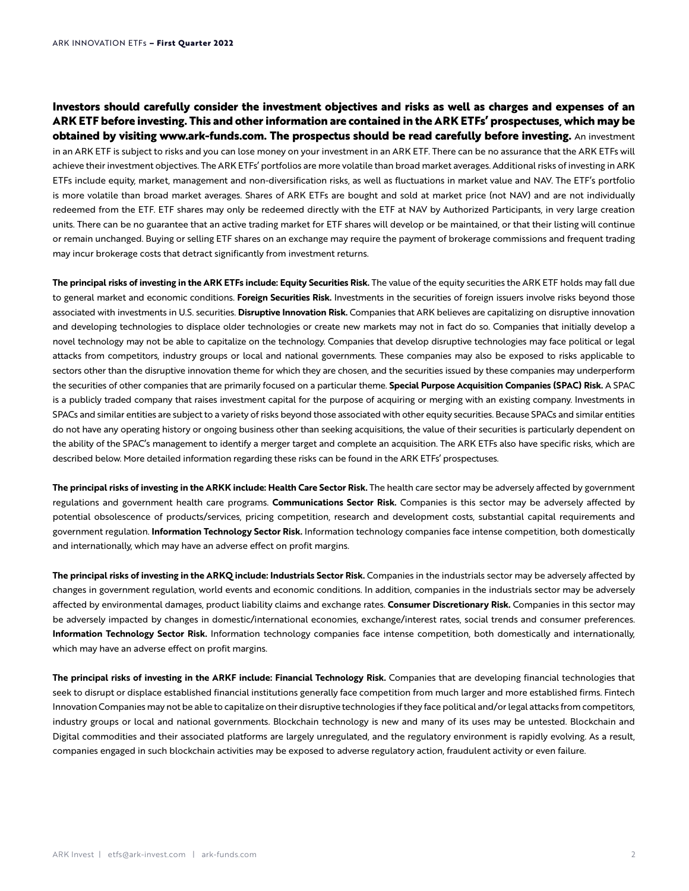**Investors should carefully consider the investment objectives and risks as well as charges and expenses of an ARK ETF before investing. This and other information are contained in the ARK ETFs' prospectuses, which may be obtained by visiting www.ark-funds.com. The prospectus should be read carefully before investing.** An investment in an ARK ETF is subject to risks and you can lose money on your investment in an ARK ETF. There can be no assurance that the ARK ETFs will achieve their investment objectives. The ARK ETFs' portfolios are more volatile than broad market averages. Additional risks of investing in ARK ETFs include equity, market, management and non-diversification risks, as well as fluctuations in market value and NAV. The ETF's portfolio is more volatile than broad market averages. Shares of ARK ETFs are bought and sold at market price (not NAV) and are not individually redeemed from the ETF. ETF shares may only be redeemed directly with the ETF at NAV by Authorized Participants, in very large creation units. There can be no guarantee that an active trading market for ETF shares will develop or be maintained, or that their listing will continue or remain unchanged. Buying or selling ETF shares on an exchange may require the payment of brokerage commissions and frequent trading may incur brokerage costs that detract significantly from investment returns.

**The principal risks of investing in the ARK ETFs include: Equity Securities Risk.** The value of the equity securities the ARK ETF holds may fall due to general market and economic conditions. **Foreign Securities Risk.** Investments in the securities of foreign issuers involve risks beyond those associated with investments in U.S. securities. **Disruptive Innovation Risk.** Companies that ARK believes are capitalizing on disruptive innovation and developing technologies to displace older technologies or create new markets may not in fact do so. Companies that initially develop a novel technology may not be able to capitalize on the technology. Companies that develop disruptive technologies may face political or legal attacks from competitors, industry groups or local and national governments. These companies may also be exposed to risks applicable to sectors other than the disruptive innovation theme for which they are chosen, and the securities issued by these companies may underperform the securities of other companies that are primarily focused on a particular theme. **Special Purpose Acquisition Companies (SPAC) Risk.** A SPAC is a publicly traded company that raises investment capital for the purpose of acquiring or merging with an existing company. Investments in SPACs and similar entities are subject to a variety of risks beyond those associated with other equity securities. Because SPACs and similar entities do not have any operating history or ongoing business other than seeking acquisitions, the value of their securities is particularly dependent on the ability of the SPAC's management to identify a merger target and complete an acquisition. The ARK ETFs also have specific risks, which are described below. More detailed information regarding these risks can be found in the ARK ETFs' prospectuses.

**The principal risks of investing in the ARKK include: Health Care Sector Risk.** The health care sector may be adversely affected by government regulations and government health care programs. **Communications Sector Risk.** Companies is this sector may be adversely affected by potential obsolescence of products/services, pricing competition, research and development costs, substantial capital requirements and government regulation. **Information Technology Sector Risk.** Information technology companies face intense competition, both domestically and internationally, which may have an adverse effect on profit margins.

**The principal risks of investing in the ARKQ include: Industrials Sector Risk.** Companies in the industrials sector may be adversely affected by changes in government regulation, world events and economic conditions. In addition, companies in the industrials sector may be adversely affected by environmental damages, product liability claims and exchange rates. **Consumer Discretionary Risk.** Companies in this sector may be adversely impacted by changes in domestic/international economies, exchange/interest rates, social trends and consumer preferences. **Information Technology Sector Risk.** Information technology companies face intense competition, both domestically and internationally, which may have an adverse effect on profit margins.

**The principal risks of investing in the ARKF include: Financial Technology Risk.** Companies that are developing financial technologies that seek to disrupt or displace established financial institutions generally face competition from much larger and more established firms. Fintech Innovation Companies may not be able to capitalize on their disruptive technologies if they face political and/or legal attacks from competitors, industry groups or local and national governments. Blockchain technology is new and many of its uses may be untested. Blockchain and Digital commodities and their associated platforms are largely unregulated, and the regulatory environment is rapidly evolving. As a result, companies engaged in such blockchain activities may be exposed to adverse regulatory action, fraudulent activity or even failure.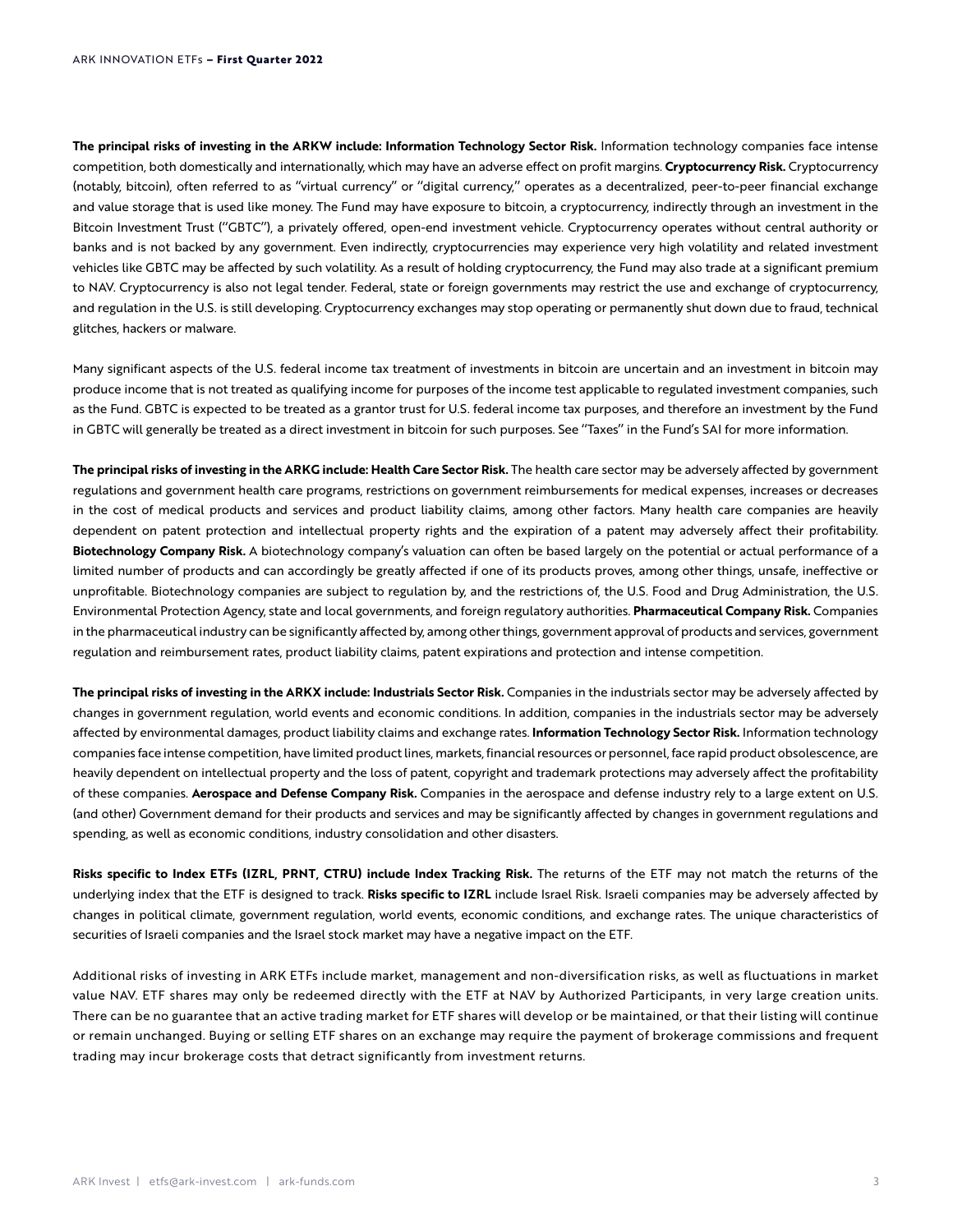**The principal risks of investing in the ARKW include: Information Technology Sector Risk.** Information technology companies face intense competition, both domestically and internationally, which may have an adverse effect on profit margins. **Cryptocurrency Risk.** Cryptocurrency (notably, bitcoin), often referred to as "virtual currency" or "digital currency," operates as a decentralized, peer-to-peer financial exchange and value storage that is used like money. The Fund may have exposure to bitcoin, a cryptocurrency, indirectly through an investment in the Bitcoin Investment Trust ("GBTC"), a privately offered, open-end investment vehicle. Cryptocurrency operates without central authority or banks and is not backed by any government. Even indirectly, cryptocurrencies may experience very high volatility and related investment vehicles like GBTC may be affected by such volatility. As a result of holding cryptocurrency, the Fund may also trade at a significant premium to NAV. Cryptocurrency is also not legal tender. Federal, state or foreign governments may restrict the use and exchange of cryptocurrency, and regulation in the U.S. is still developing. Cryptocurrency exchanges may stop operating or permanently shut down due to fraud, technical glitches, hackers or malware.

Many significant aspects of the U.S. federal income tax treatment of investments in bitcoin are uncertain and an investment in bitcoin may produce income that is not treated as qualifying income for purposes of the income test applicable to regulated investment companies, such as the Fund. GBTC is expected to be treated as a grantor trust for U.S. federal income tax purposes, and therefore an investment by the Fund in GBTC will generally be treated as a direct investment in bitcoin for such purposes. See "Taxes" in the Fund's SAI for more information.

**The principal risks of investing in the ARKG include: Health Care Sector Risk.** The health care sector may be adversely affected by government regulations and government health care programs, restrictions on government reimbursements for medical expenses, increases or decreases in the cost of medical products and services and product liability claims, among other factors. Many health care companies are heavily dependent on patent protection and intellectual property rights and the expiration of a patent may adversely affect their profitability. **Biotechnology Company Risk.** A biotechnology company's valuation can often be based largely on the potential or actual performance of a limited number of products and can accordingly be greatly affected if one of its products proves, among other things, unsafe, ineffective or unprofitable. Biotechnology companies are subject to regulation by, and the restrictions of, the U.S. Food and Drug Administration, the U.S. Environmental Protection Agency, state and local governments, and foreign regulatory authorities. **Pharmaceutical Company Risk.** Companies in the pharmaceutical industry can be significantly affected by, among other things, government approval of products and services, government regulation and reimbursement rates, product liability claims, patent expirations and protection and intense competition.

**The principal risks of investing in the ARKX include: Industrials Sector Risk.** Companies in the industrials sector may be adversely affected by changes in government regulation, world events and economic conditions. In addition, companies in the industrials sector may be adversely affected by environmental damages, product liability claims and exchange rates. **Information Technology Sector Risk.** Information technology companies face intense competition, have limited product lines, markets, financial resources or personnel, face rapid product obsolescence, are heavily dependent on intellectual property and the loss of patent, copyright and trademark protections may adversely affect the profitability of these companies. **Aerospace and Defense Company Risk.** Companies in the aerospace and defense industry rely to a large extent on U.S. (and other) Government demand for their products and services and may be significantly affected by changes in government regulations and spending, as well as economic conditions, industry consolidation and other disasters.

**Risks specific to Index ETFs (IZRL, PRNT, CTRU) include Index Tracking Risk.** The returns of the ETF may not match the returns of the underlying index that the ETF is designed to track. **Risks specific to IZRL** include Israel Risk. Israeli companies may be adversely affected by changes in political climate, government regulation, world events, economic conditions, and exchange rates. The unique characteristics of securities of Israeli companies and the Israel stock market may have a negative impact on the ETF.

Additional risks of investing in ARK ETFs include market, management and non-diversification risks, as well as fluctuations in market value NAV. ETF shares may only be redeemed directly with the ETF at NAV by Authorized Participants, in very large creation units. There can be no guarantee that an active trading market for ETF shares will develop or be maintained, or that their listing will continue or remain unchanged. Buying or selling ETF shares on an exchange may require the payment of brokerage commissions and frequent trading may incur brokerage costs that detract significantly from investment returns.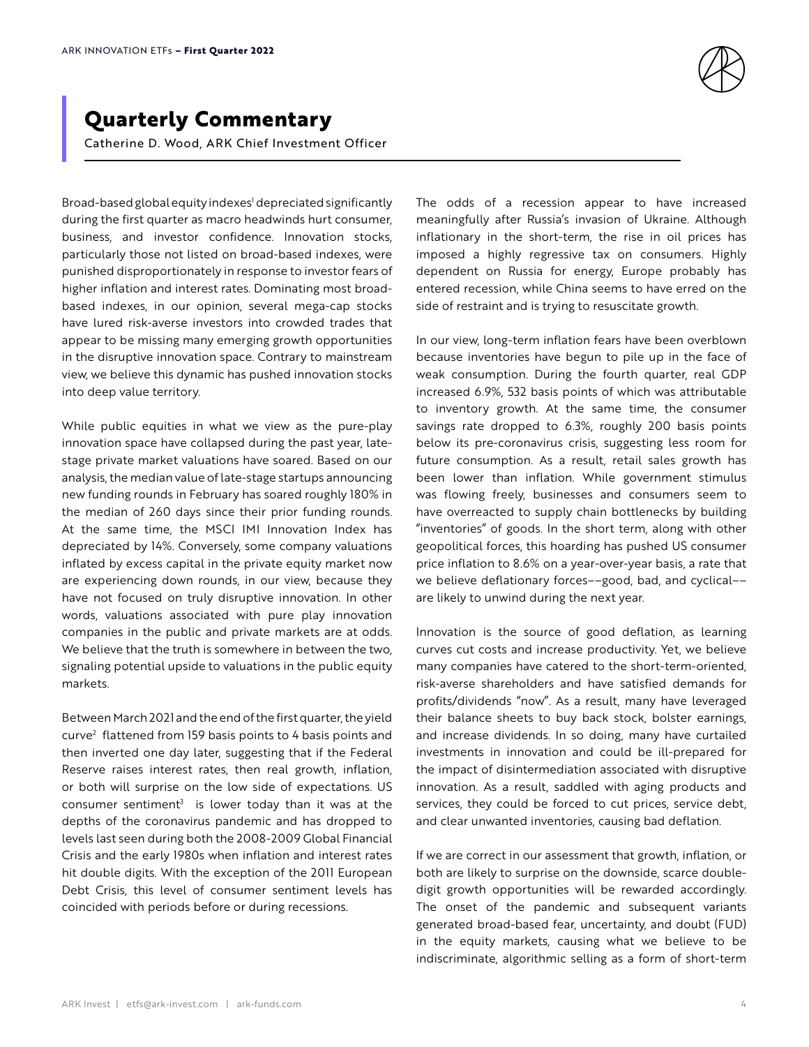# Quarterly Commentary

Catherine D. Wood, ARK Chief Investment Officer

Broad-based global equity indexes[1] depreciated significantly during the first quarter as macro headwinds hurt consumer, business, and investor confidence. Innovation stocks, particularly those not listed on broad-based indexes, were punished disproportionately in response to investor fears of higher inflation and interest rates. Dominating most broad-based indexes, in our opinion, several mega-cap stocks have lured risk-averse investors into crowded trades that appear to be missing many emerging growth opportunities in the disruptive innovation space. Contrary to mainstream view, we believe this dynamic has pushed innovation stocks into deep value territory.

While public equities in what we view as the pure-play innovation space have collapsed during the past year, late-stage private market valuations have soared. Based on our analysis, the median value of late-stage startups announcing new funding rounds in February has soared roughly 180% in the median of 260 days since their prior funding rounds. At the same time, the MSCI IMI Innovation Index has depreciated by 14%. Conversely, some company valuations inflated by excess capital in the private equity market now are experiencing down rounds, in our view, because they have not focused on truly disruptive innovation. In other words, valuations associated with pure play innovation companies in the public and private markets are at odds. We believe that the truth is somewhere in between the two, signaling potential upside to valuations in the public equity markets.

Between March 2021 and the end of the first quarter, the yield curve[2] flattened from 159 basis points to 4 basis points and then inverted one day later, suggesting that if the Federal Reserve raises interest rates, then real growth, inflation, or both will surprise on the low side of expectations. US consumer sentiment[3] is lower today than it was at the depths of the coronavirus pandemic and has dropped to levels last seen during both the 2008-2009 Global Financial Crisis and the early 1980s when inflation and interest rates hit double digits. With the exception of the 2011 European Debt Crisis, this level of consumer sentiment levels has coincided with periods before or during recessions.

The odds of a recession appear to have increased meaningfully after Russia's invasion of Ukraine. Although inflationary in the short-term, the rise in oil prices has imposed a highly regressive tax on consumers. Highly dependent on Russia for energy, Europe probably has entered recession, while China seems to have erred on the side of restraint and is trying to resuscitate growth.

In our view, long-term inflation fears have been overblown because inventories have begun to pile up in the face of weak consumption. During the fourth quarter, real GDP increased 6.9%, 532 basis points of which was attributable to inventory growth. At the same time, the consumer savings rate dropped to 6.3%, roughly 200 basis points below its pre-coronavirus crisis, suggesting less room for future consumption. As a result, retail sales growth has been lower than inflation. While government stimulus was flowing freely, businesses and consumers seem to have overreacted to supply chain bottlenecks by building "inventories" of goods. In the short term, along with other geopolitical forces, this hoarding has pushed US consumer price inflation to 8.6% on a year-over-year basis, a rate that we believe deflationary forces––good, bad, and cyclical––are likely to unwind during the next year.

Innovation is the source of good deflation, as learning curves cut costs and increase productivity. Yet, we believe many companies have catered to the short-term-oriented, risk-averse shareholders and have satisfied demands for profits/dividends "now". As a result, many have leveraged their balance sheets to buy back stock, bolster earnings, and increase dividends. In so doing, many have curtailed investments in innovation and could be ill-prepared for the impact of disintermediation associated with disruptive innovation. As a result, saddled with aging products and services, they could be forced to cut prices, service debt, and clear unwanted inventories, causing bad deflation.

If we are correct in our assessment that growth, inflation, or both are likely to surprise on the downside, scarce double-digit growth opportunities will be rewarded accordingly. The onset of the pandemic and subsequent variants generated broad-based fear, uncertainty, and doubt (FUD) in the equity markets, causing what we believe to be indiscriminate, algorithmic selling as a form of short-term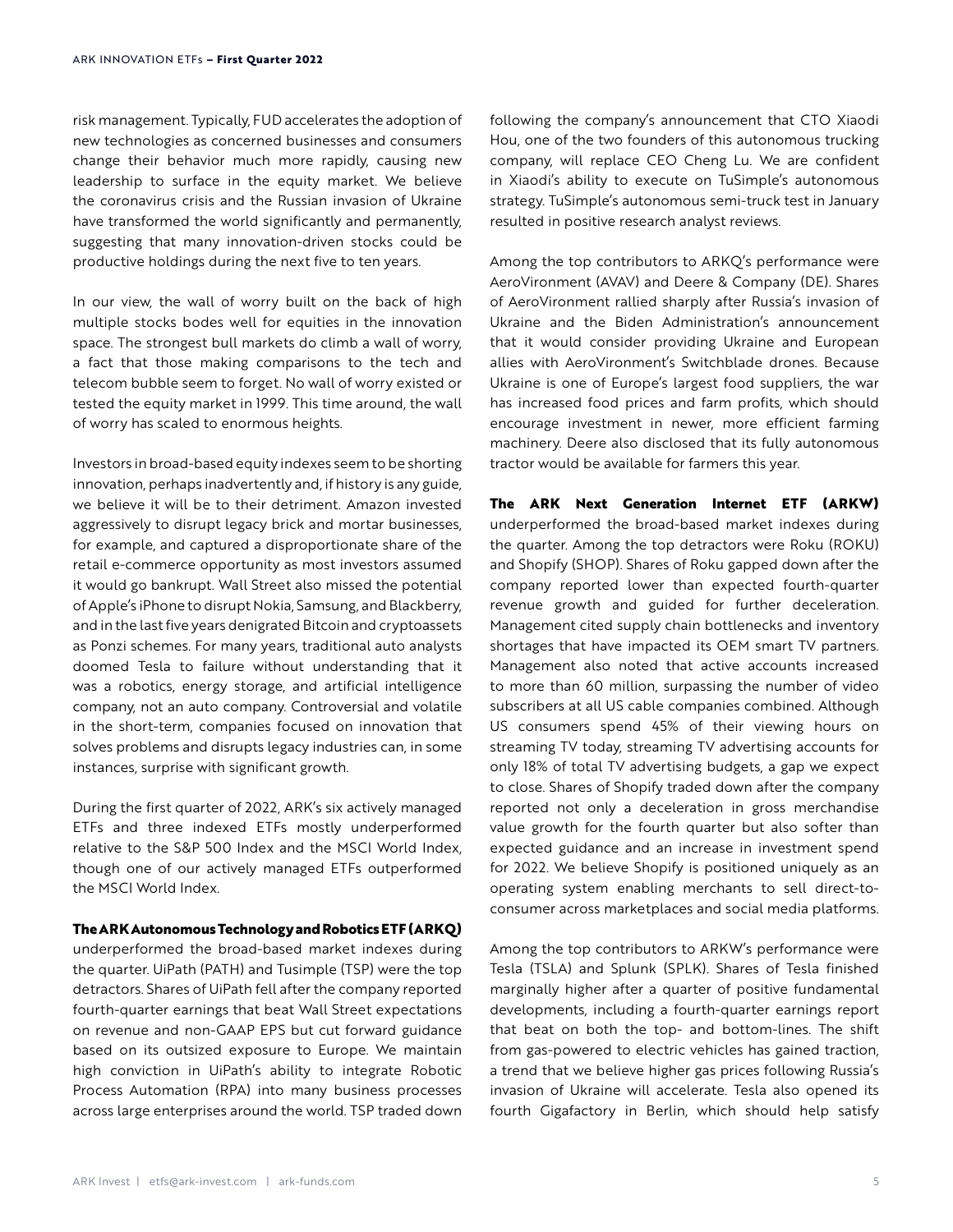risk management. Typically, FUD accelerates the adoption of new technologies as concerned businesses and consumers change their behavior much more rapidly, causing new leadership to surface in the equity market. We believe the coronavirus crisis and the Russian invasion of Ukraine have transformed the world significantly and permanently, suggesting that many innovation-driven stocks could be productive holdings during the next five to ten years.

In our view, the wall of worry built on the back of high multiple stocks bodes well for equities in the innovation space. The strongest bull markets do climb a wall of worry, a fact that those making comparisons to the tech and telecom bubble seem to forget. No wall of worry existed or tested the equity market in 1999. This time around, the wall of worry has scaled to enormous heights.

Investors in broad-based equity indexes seem to be shorting innovation, perhaps inadvertently and, if history is any guide, we believe it will be to their detriment. Amazon invested aggressively to disrupt legacy brick and mortar businesses, for example, and captured a disproportionate share of the retail e-commerce opportunity as most investors assumed it would go bankrupt. Wall Street also missed the potential of Apple's iPhone to disrupt Nokia, Samsung, and Blackberry, and in the last five years denigrated Bitcoin and cryptoassets as Ponzi schemes. For many years, traditional auto analysts doomed Tesla to failure without understanding that it was a robotics, energy storage, and artificial intelligence company, not an auto company. Controversial and volatile in the short-term, companies focused on innovation that solves problems and disrupts legacy industries can, in some instances, surprise with significant growth.

During the first quarter of 2022, ARK's six actively managed ETFs and three indexed ETFs mostly underperformed relative to the S&P 500 Index and the MSCI World Index, though one of our actively managed ETFs outperformed the MSCI World Index.

**The ARK Autonomous Technology and Robotics ETF (ARKQ)** underperformed the broad-based market indexes during the quarter. UiPath (PATH) and Tusimple (TSP) were the top detractors. Shares of UiPath fell after the company reported fourth-quarter earnings that beat Wall Street expectations on revenue and non-GAAP EPS but cut forward guidance based on its outsized exposure to Europe. We maintain high conviction in UiPath's ability to integrate Robotic Process Automation (RPA) into many business processes across large enterprises around the world. TSP traded down following the company's announcement that CTO Xiaodi Hou, one of the two founders of this autonomous trucking company, will replace CEO Cheng Lu. We are confident in Xiaodi's ability to execute on TuSimple's autonomous strategy. TuSimple's autonomous semi-truck test in January resulted in positive research analyst reviews.

Among the top contributors to ARKQ's performance were AeroVironment (AVAV) and Deere & Company (DE). Shares of AeroVironment rallied sharply after Russia's invasion of Ukraine and the Biden Administration's announcement that it would consider providing Ukraine and European allies with AeroVironment's Switchblade drones. Because Ukraine is one of Europe's largest food suppliers, the war has increased food prices and farm profits, which should encourage investment in newer, more efficient farming machinery. Deere also disclosed that its fully autonomous tractor would be available for farmers this year.

**The ARK Next Generation Internet ETF (ARKW)** underperformed the broad-based market indexes during the quarter. Among the top detractors were Roku (ROKU) and Shopify (SHOP). Shares of Roku gapped down after the company reported lower than expected fourth-quarter revenue growth and guided for further deceleration. Management cited supply chain bottlenecks and inventory shortages that have impacted its OEM smart TV partners. Management also noted that active accounts increased to more than 60 million, surpassing the number of video subscribers at all US cable companies combined. Although US consumers spend 45% of their viewing hours on streaming TV today, streaming TV advertising accounts for only 18% of total TV advertising budgets, a gap we expect to close. Shares of Shopify traded down after the company reported not only a deceleration in gross merchandise value growth for the fourth quarter but also softer than expected guidance and an increase in investment spend for 2022. We believe Shopify is positioned uniquely as an operating system enabling merchants to sell direct-to-consumer across marketplaces and social media platforms.

Among the top contributors to ARKW's performance were Tesla (TSLA) and Splunk (SPLK). Shares of Tesla finished marginally higher after a quarter of positive fundamental developments, including a fourth-quarter earnings report that beat on both the top- and bottom-lines. The shift from gas-powered to electric vehicles has gained traction, a trend that we believe higher gas prices following Russia's invasion of Ukraine will accelerate. Tesla also opened its fourth Gigafactory in Berlin, which should help satisfy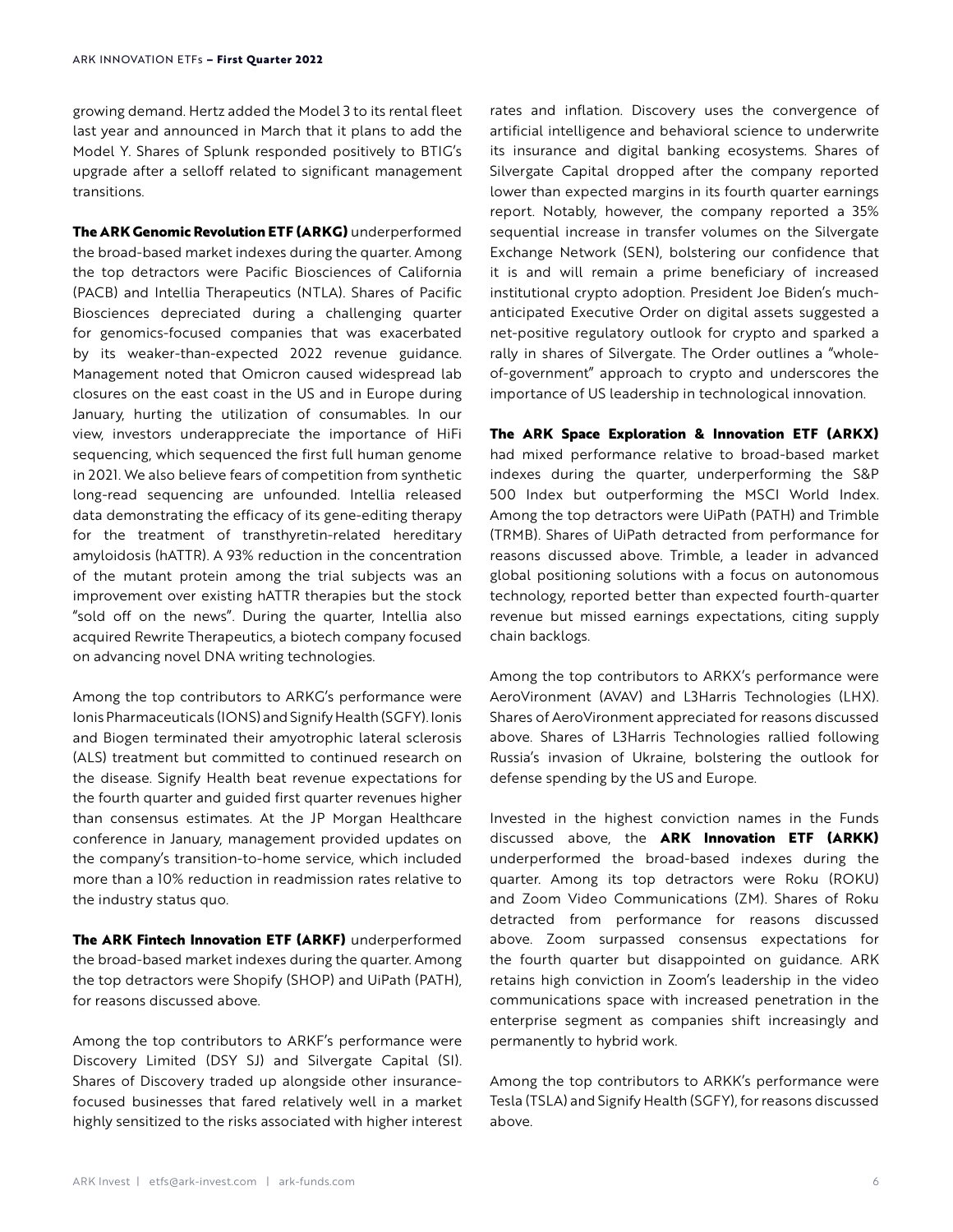growing demand. Hertz added the Model 3 to its rental fleet last year and announced in March that it plans to add the Model Y. Shares of Splunk responded positively to BTIG's upgrade after a selloff related to significant management transitions.

**The ARK Genomic Revolution ETF (ARKG)** underperformed the broad-based market indexes during the quarter. Among the top detractors were Pacific Biosciences of California (PACB) and Intellia Therapeutics (NTLA). Shares of Pacific Biosciences depreciated during a challenging quarter for genomics-focused companies that was exacerbated by its weaker-than-expected 2022 revenue guidance. Management noted that Omicron caused widespread lab closures on the east coast in the US and in Europe during January, hurting the utilization of consumables. In our view, investors underappreciate the importance of HiFi sequencing, which sequenced the first full human genome in 2021. We also believe fears of competition from synthetic long-read sequencing are unfounded. Intellia released data demonstrating the efficacy of its gene-editing therapy for the treatment of transthyretin-related hereditary amyloidosis (hATTR). A 93% reduction in the concentration of the mutant protein among the trial subjects was an improvement over existing hATTR therapies but the stock "sold off on the news". During the quarter, Intellia also acquired Rewrite Therapeutics, a biotech company focused on advancing novel DNA writing technologies.

Among the top contributors to ARKG's performance were Ionis Pharmaceuticals (IONS) and Signify Health (SGFY). Ionis and Biogen terminated their amyotrophic lateral sclerosis (ALS) treatment but committed to continued research on the disease. Signify Health beat revenue expectations for the fourth quarter and guided first quarter revenues higher than consensus estimates. At the JP Morgan Healthcare conference in January, management provided updates on the company's transition-to-home service, which included more than a 10% reduction in readmission rates relative to the industry status quo.

**The ARK Fintech Innovation ETF (ARKF)** underperformed the broad-based market indexes during the quarter. Among the top detractors were Shopify (SHOP) and UiPath (PATH), for reasons discussed above.

Among the top contributors to ARKF's performance were Discovery Limited (DSY SJ) and Silvergate Capital (SI). Shares of Discovery traded up alongside other insurance-focused businesses that fared relatively well in a market highly sensitized to the risks associated with higher interest rates and inflation. Discovery uses the convergence of artificial intelligence and behavioral science to underwrite its insurance and digital banking ecosystems. Shares of Silvergate Capital dropped after the company reported lower than expected margins in its fourth quarter earnings report. Notably, however, the company reported a 35% sequential increase in transfer volumes on the Silvergate Exchange Network (SEN), bolstering our confidence that it is and will remain a prime beneficiary of increased institutional crypto adoption. President Joe Biden's much-anticipated Executive Order on digital assets suggested a net-positive regulatory outlook for crypto and sparked a rally in shares of Silvergate. The Order outlines a "whole-of-government" approach to crypto and underscores the importance of US leadership in technological innovation.

**The ARK Space Exploration & Innovation ETF (ARKX)** had mixed performance relative to broad-based market indexes during the quarter, underperforming the S&P 500 Index but outperforming the MSCI World Index. Among the top detractors were UiPath (PATH) and Trimble (TRMB). Shares of UiPath detracted from performance for reasons discussed above. Trimble, a leader in advanced global positioning solutions with a focus on autonomous technology, reported better than expected fourth-quarter revenue but missed earnings expectations, citing supply chain backlogs.

Among the top contributors to ARKX's performance were AeroVironment (AVAV) and L3Harris Technologies (LHX). Shares of AeroVironment appreciated for reasons discussed above. Shares of L3Harris Technologies rallied following Russia's invasion of Ukraine, bolstering the outlook for defense spending by the US and Europe.

Invested in the highest conviction names in the Funds discussed above, the **ARK Innovation ETF (ARKK)** underperformed the broad-based indexes during the quarter. Among its top detractors were Roku (ROKU) and Zoom Video Communications (ZM). Shares of Roku detracted from performance for reasons discussed above. Zoom surpassed consensus expectations for the fourth quarter but disappointed on guidance. ARK retains high conviction in Zoom's leadership in the video communications space with increased penetration in the enterprise segment as companies shift increasingly and permanently to hybrid work.

Among the top contributors to ARKK's performance were Tesla (TSLA) and Signify Health (SGFY), for reasons discussed above.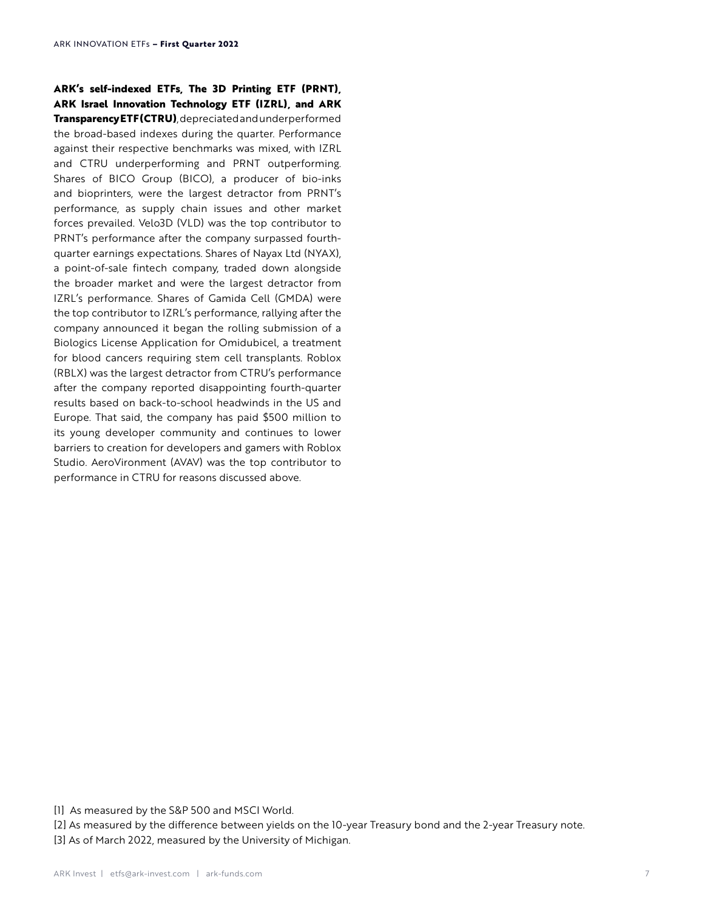**ARK's self-indexed ETFs, The 3D Printing ETF (PRNT), ARK Israel Innovation Technology ETF (IZRL), and ARK Transparency ETF (CTRU)**, depreciated and underperformed the broad-based indexes during the quarter. Performance against their respective benchmarks was mixed, with IZRL and CTRU underperforming and PRNT outperforming. Shares of BICO Group (BICO), a producer of bio-inks and bioprinters, were the largest detractor from PRNT's performance, as supply chain issues and other market forces prevailed. Velo3D (VLD) was the top contributor to PRNT's performance after the company surpassed fourth-quarter earnings expectations. Shares of Nayax Ltd (NYAX), a point-of-sale fintech company, traded down alongside the broader market and were the largest detractor from IZRL's performance. Shares of Gamida Cell (GMDA) were the top contributor to IZRL's performance, rallying after the company announced it began the rolling submission of a Biologics License Application for Omidubicel, a treatment for blood cancers requiring stem cell transplants. Roblox (RBLX) was the largest detractor from CTRU's performance after the company reported disappointing fourth-quarter results based on back-to-school headwinds in the US and Europe. That said, the company has paid $500 million to its young developer community and continues to lower barriers to creation for developers and gamers with Roblox Studio. AeroVironment (AVAV) was the top contributor to performance in CTRU for reasons discussed above.

[1] As measured by the S&P 500 and MSCI World.

[2] As measured by the difference between yields on the 10-year Treasury bond and the 2-year Treasury note.

[3] As of March 2022, measured by the University of Michigan.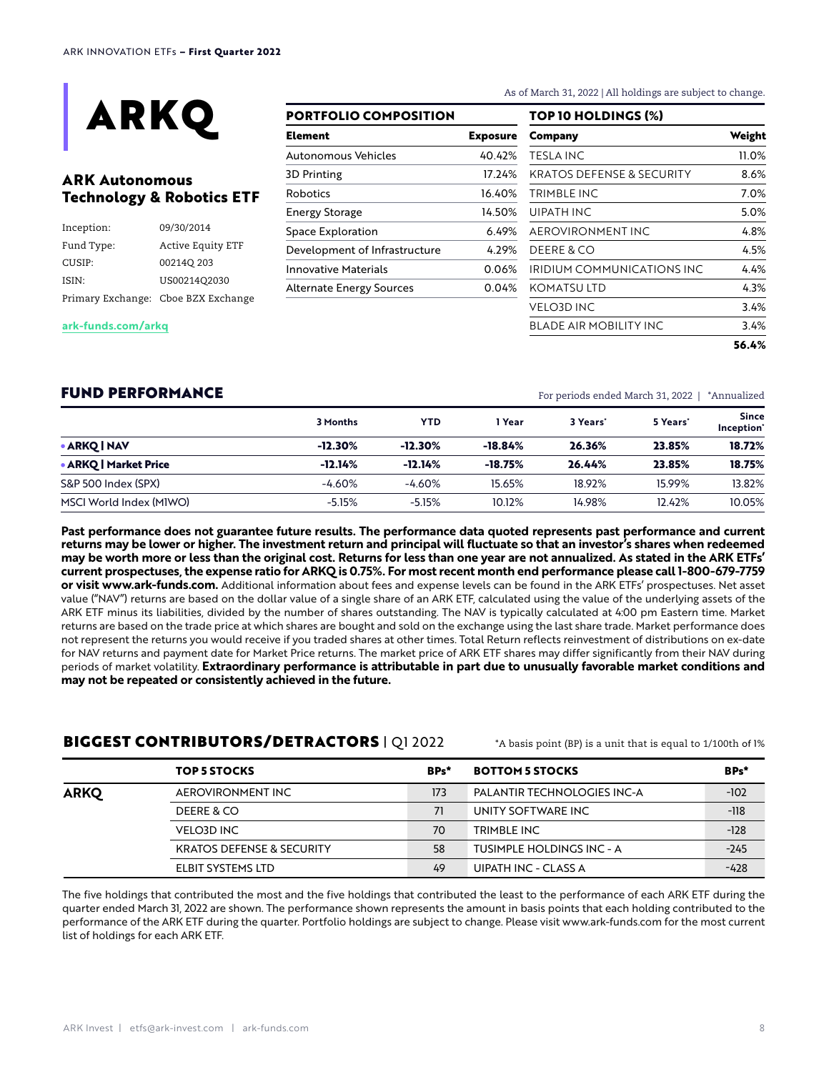# ARKQ

## ARK Autonomous Technology & Robotics ETF

| | |
|---|---|
| Inception: | 09/30/2014 |
| Fund Type: | Active Equity ETF |
| CUSIP: | 00214Q 203 |
| ISIN: | US00214Q2030 |
| Primary Exchange: | Cboe BZX Exchange |

ark-funds.com/arkq

As of March 31, 2022 | All holdings are subject to change.

### PORTFOLIO COMPOSITION

| Element | Exposure |
|---|---|
| Autonomous Vehicles | 40.42% |
| 3D Printing | 17.24% |
| Robotics | 16.40% |
| Energy Storage | 14.50% |
| Space Exploration | 6.49% |
| Development of Infrastructure | 4.29% |
| Innovative Materials | 0.06% |
| Alternate Energy Sources | 0.04% |

### TOP 10 HOLDINGS (%)

| Company | Weight |
|---|---|
| TESLA INC | 11.0% |
| KRATOS DEFENSE & SECURITY | 8.6% |
| TRIMBLE INC | 7.0% |
| UIPATH INC | 5.0% |
| AEROVIRONMENT INC | 4.8% |
| DEERE & CO | 4.5% |
| IRIDIUM COMMUNICATIONS INC | 4.4% |
| KOMATSU LTD | 4.3% |
| VELO3D INC | 3.4% |
| BLADE AIR MOBILITY INC | 3.4% |
| | **56.4%** |

## FUND PERFORMANCE

For periods ended March 31, 2022 | *Annualized

| | 3 Months | YTD | 1 Year | 3 Years* | 5 Years* | Since Inception* |
|---|---|---|---|---|---|---|
| **• ARKQ \| NAV** | **-12.30%** | **-12.30%** | **-18.84%** | **26.36%** | **23.85%** | **18.72%** |
| **• ARKQ \| Market Price** | **-12.14%** | **-12.14%** | **-18.75%** | **26.44%** | **23.85%** | **18.75%** |
| S&P 500 Index (SPX) | -4.60% | -4.60% | 15.65% | 18.92% | 15.99% | 13.82% |
| MSCI World Index (M1WO) | -5.15% | -5.15% | 10.12% | 14.98% | 12.42% | 10.05% |

**Past performance does not guarantee future results. The performance data quoted represents past performance and current returns may be lower or higher. The investment return and principal will fluctuate so that an investor's shares when redeemed may be worth more or less than the original cost. Returns for less than one year are not annualized. As stated in the ARK ETFs' current prospectuses, the expense ratio for ARKQ is 0.75%. For most recent month end performance please call 1-800-679-7759 or visit www.ark-funds.com.** Additional information about fees and expense levels can be found in the ARK ETFs' prospectuses. Net asset value ("NAV") returns are based on the dollar value of a single share of an ARK ETF, calculated using the value of the underlying assets of the ARK ETF minus its liabilities, divided by the number of shares outstanding. The NAV is typically calculated at 4:00 pm Eastern time. Market returns are based on the trade price at which shares are bought and sold on the exchange using the last share trade. Market performance does not represent the returns you would receive if you traded shares at other times. Total Return reflects reinvestment of distributions on ex-date for NAV returns and payment date for Market Price returns. The market price of ARK ETF shares may differ significantly from their NAV during periods of market volatility. **Extraordinary performance is attributable in part due to unusually favorable market conditions and may not be repeated or consistently achieved in the future.**

## BIGGEST CONTRIBUTORS/DETRACTORS | Q1 2022

*A basis point (BP) is a unit that is equal to 1/100th of 1%

| | TOP 5 STOCKS | BPs* | BOTTOM 5 STOCKS | BPs* |
|---|---|---|---|---|
| **ARKQ** | AEROVIRONMENT INC | 173 | PALANTIR TECHNOLOGIES INC-A | -102 |
| | DEERE & CO | 71 | UNITY SOFTWARE INC | -118 |
| | VELO3D INC | 70 | TRIMBLE INC | -128 |
| | KRATOS DEFENSE & SECURITY | 58 | TUSIMPLE HOLDINGS INC - A | -245 |
| | ELBIT SYSTEMS LTD | 49 | UIPATH INC - CLASS A | -428 |

The five holdings that contributed the most and the five holdings that contributed the least to the performance of each ARK ETF during the quarter ended March 31, 2022 are shown. The performance shown represents the amount in basis points that each holding contributed to the performance of the ARK ETF during the quarter. Portfolio holdings are subject to change. Please visit www.ark-funds.com for the most current list of holdings for each ARK ETF.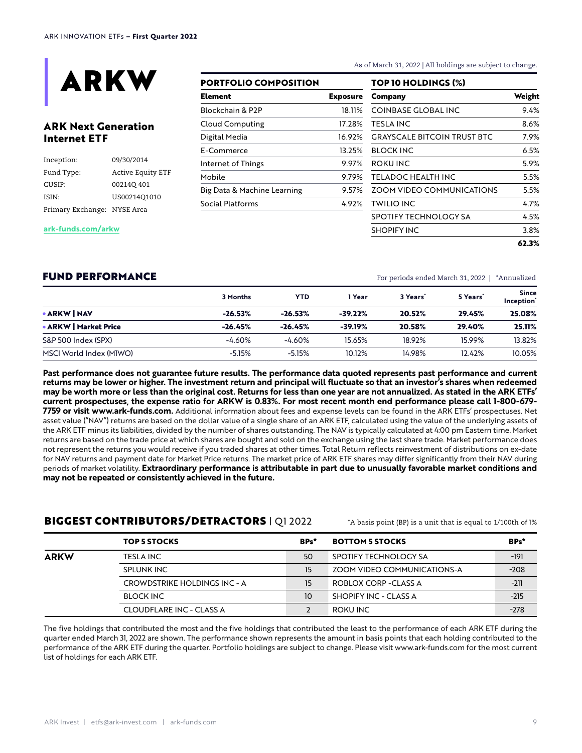# ARKW

## ARK Next Generation Internet ETF

| | |
|---|---|
| Inception: | 09/30/2014 |
| Fund Type: | Active Equity ETF |
| CUSIP: | 00214Q 401 |
| ISIN: | US00214Q1010 |
| Primary Exchange: | NYSE Arca |

ark-funds.com/arkw

As of March 31, 2022 | All holdings are subject to change.

### PORTFOLIO COMPOSITION

| Element | Exposure |
|---|---|
| Blockchain & P2P | 18.11% |
| Cloud Computing | 17.28% |
| Digital Media | 16.92% |
| E-Commerce | 13.25% |
| Internet of Things | 9.97% |
| Mobile | 9.79% |
| Big Data & Machine Learning | 9.57% |
| Social Platforms | 4.92% |

### TOP 10 HOLDINGS (%)

| Company | Weight |
|---|---|
| COINBASE GLOBAL INC | 9.4% |
| TESLA INC | 8.6% |
| GRAYSCALE BITCOIN TRUST BTC | 7.9% |
| BLOCK INC | 6.5% |
| ROKU INC | 5.9% |
| TELADOC HEALTH INC | 5.5% |
| ZOOM VIDEO COMMUNICATIONS | 5.5% |
| TWILIO INC | 4.7% |
| SPOTIFY TECHNOLOGY SA | 4.5% |
| SHOPIFY INC | 3.8% |
| | **62.3%** |

## FUND PERFORMANCE

For periods ended March 31, 2022 | *Annualized

| | 3 Months | YTD | 1 Year | 3 Years* | 5 Years* | Since Inception* |
|---|---|---|---|---|---|---|
| **• ARKW \| NAV** | **-26.53%** | **-26.53%** | **-39.22%** | **20.52%** | **29.45%** | **25.08%** |
| **• ARKW \| Market Price** | **-26.45%** | **-26.45%** | **-39.19%** | **20.58%** | **29.40%** | **25.11%** |
| S&P 500 Index (SPX) | -4.60% | -4.60% | 15.65% | 18.92% | 15.99% | 13.82% |
| MSCI World Index (M1WO) | -5.15% | -5.15% | 10.12% | 14.98% | 12.42% | 10.05% |

**Past performance does not guarantee future results. The performance data quoted represents past performance and current returns may be lower or higher. The investment return and principal will fluctuate so that an investor's shares when redeemed may be worth more or less than the original cost. Returns for less than one year are not annualized. As stated in the ARK ETFs' current prospectuses, the expense ratio for ARKW is 0.83%. For most recent month end performance please call 1-800-679-7759 or visit www.ark-funds.com.** Additional information about fees and expense levels can be found in the ARK ETFs' prospectuses. Net asset value ("NAV") returns are based on the dollar value of a single share of an ARK ETF, calculated using the value of the underlying assets of the ARK ETF minus its liabilities, divided by the number of shares outstanding. The NAV is typically calculated at 4:00 pm Eastern time. Market returns are based on the trade price at which shares are bought and sold on the exchange using the last share trade. Market performance does not represent the returns you would receive if you traded shares at other times. Total Return reflects reinvestment of distributions on ex-date for NAV returns and payment date for Market Price returns. The market price of ARK ETF shares may differ significantly from their NAV during periods of market volatility. **Extraordinary performance is attributable in part due to unusually favorable market conditions and may not be repeated or consistently achieved in the future.**

## BIGGEST CONTRIBUTORS/DETRACTORS | Q1 2022

*A basis point (BP) is a unit that is equal to 1/100th of 1%

| | TOP 5 STOCKS | BPs* | BOTTOM 5 STOCKS | BPs* |
|---|---|---|---|---|
| **ARKW** | TESLA INC | 50 | SPOTIFY TECHNOLOGY SA | -191 |
| | SPLUNK INC | 15 | ZOOM VIDEO COMMUNICATIONS-A | -208 |
| | CROWDSTRIKE HOLDINGS INC - A | 15 | ROBLOX CORP -CLASS A | -211 |
| | BLOCK INC | 10 | SHOPIFY INC - CLASS A | -215 |
| | CLOUDFLARE INC - CLASS A | 2 | ROKU INC | -278 |

The five holdings that contributed the most and the five holdings that contributed the least to the performance of each ARK ETF during the quarter ended March 31, 2022 are shown. The performance shown represents the amount in basis points that each holding contributed to the performance of the ARK ETF during the quarter. Portfolio holdings are subject to change. Please visit www.ark-funds.com for the most current list of holdings for each ARK ETF.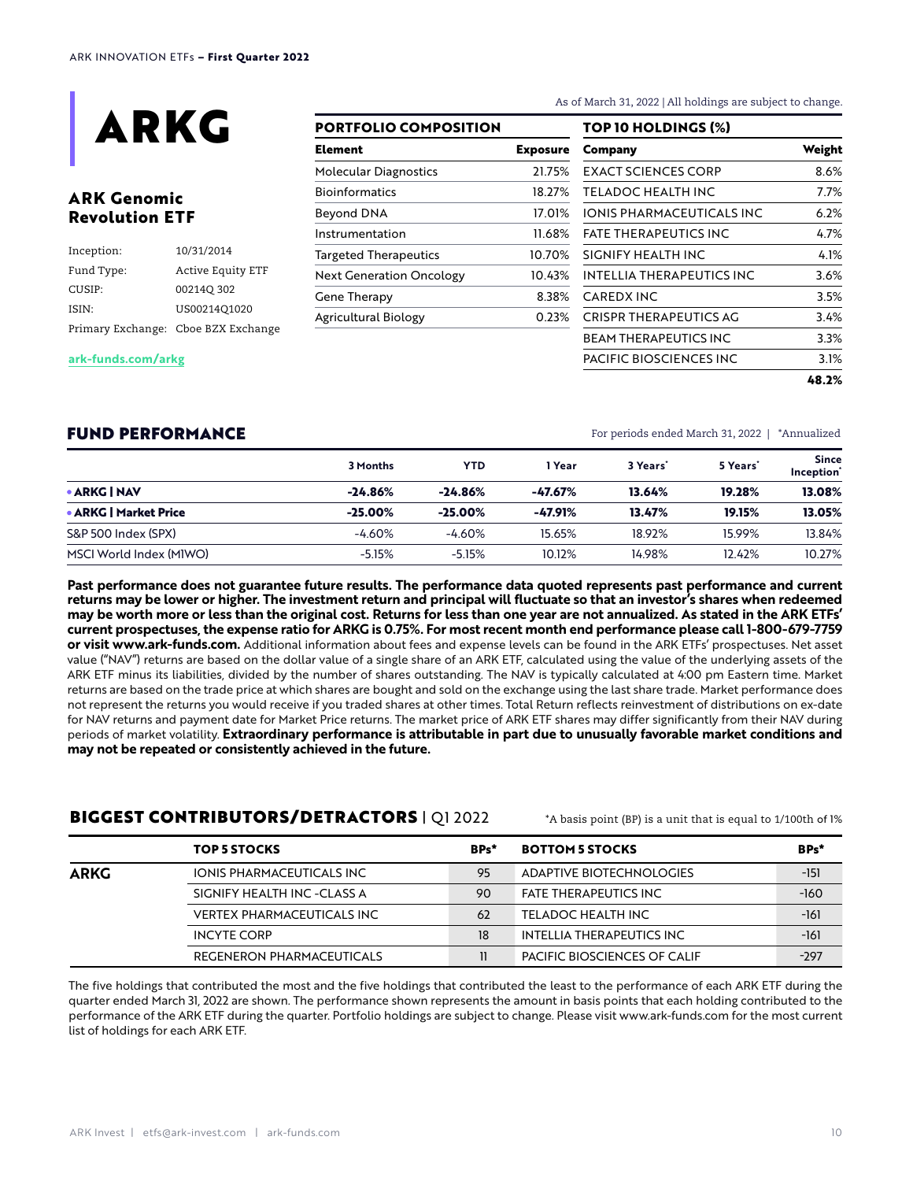# ARKG

## ARK Genomic Revolution ETF

| | |
|---|---|
| Inception: | 10/31/2014 |
| Fund Type: | Active Equity ETF |
| CUSIP: | 00214Q 302 |
| ISIN: | US00214Q1020 |
| Primary Exchange: | Cboe BZX Exchange |

**ark-funds.com/arkg**

As of March 31, 2022 | All holdings are subject to change.

### PORTFOLIO COMPOSITION

| Element | Exposure |
|---|---|
| Molecular Diagnostics | 21.75% |
| Bioinformatics | 18.27% |
| Beyond DNA | 17.01% |
| Instrumentation | 11.68% |
| Targeted Therapeutics | 10.70% |
| Next Generation Oncology | 10.43% |
| Gene Therapy | 8.38% |
| Agricultural Biology | 0.23% |

### TOP 10 HOLDINGS (%)

| Company | Weight |
|---|---|
| EXACT SCIENCES CORP | 8.6% |
| TELADOC HEALTH INC | 7.7% |
| IONIS PHARMACEUTICALS INC | 6.2% |
| FATE THERAPEUTICS INC | 4.7% |
| SIGNIFY HEALTH INC | 4.1% |
| INTELLIA THERAPEUTICS INC | 3.6% |
| CAREDX INC | 3.5% |
| CRISPR THERAPEUTICS AG | 3.4% |
| BEAM THERAPEUTICS INC | 3.3% |
| PACIFIC BIOSCIENCES INC | 3.1% |
| | **48.2%** |

## FUND PERFORMANCE

For periods ended March 31, 2022 | *Annualized

| | 3 Months | YTD | 1 Year | 3 Years* | 5 Years* | Since Inception* |
|---|---|---|---|---|---|---|
| **• ARKG \| NAV** | **-24.86%** | **-24.86%** | **-47.67%** | **13.64%** | **19.28%** | **13.08%** |
| **• ARKG \| Market Price** | **-25.00%** | **-25.00%** | **-47.91%** | **13.47%** | **19.15%** | **13.05%** |
| S&P 500 Index (SPX) | -4.60% | -4.60% | 15.65% | 18.92% | 15.99% | 13.84% |
| MSCI World Index (M1WO) | -5.15% | -5.15% | 10.12% | 14.98% | 12.42% | 10.27% |

**Past performance does not guarantee future results. The performance data quoted represents past performance and current returns may be lower or higher. The investment return and principal will fluctuate so that an investor's shares when redeemed may be worth more or less than the original cost. Returns for less than one year are not annualized. As stated in the ARK ETFs' current prospectuses, the expense ratio for ARKG is 0.75%. For most recent month end performance please call 1-800-679-7759 or visit www.ark-funds.com.** Additional information about fees and expense levels can be found in the ARK ETFs' prospectuses. Net asset value ("NAV") returns are based on the dollar value of a single share of an ARK ETF, calculated using the value of the underlying assets of the ARK ETF minus its liabilities, divided by the number of shares outstanding. The NAV is typically calculated at 4:00 pm Eastern time. Market returns are based on the trade price at which shares are bought and sold on the exchange using the last share trade. Market performance does not represent the returns you would receive if you traded shares at other times. Total Return reflects reinvestment of distributions on ex-date for NAV returns and payment date for Market Price returns. The market price of ARK ETF shares may differ significantly from their NAV during periods of market volatility. **Extraordinary performance is attributable in part due to unusually favorable market conditions and may not be repeated or consistently achieved in the future.**

## BIGGEST CONTRIBUTORS/DETRACTORS | Q1 2022

*A basis point (BP) is a unit that is equal to 1/100th of 1%

| | TOP 5 STOCKS | BPs* | BOTTOM 5 STOCKS | BPs* |
|---|---|---|---|---|
| **ARKG** | IONIS PHARMACEUTICALS INC | 95 | ADAPTIVE BIOTECHNOLOGIES | -151 |
| | SIGNIFY HEALTH INC -CLASS A | 90 | FATE THERAPEUTICS INC | -160 |
| | VERTEX PHARMACEUTICALS INC | 62 | TELADOC HEALTH INC | -161 |
| | INCYTE CORP | 18 | INTELLIA THERAPEUTICS INC | -161 |
| | REGENERON PHARMACEUTICALS | 11 | PACIFIC BIOSCIENCES OF CALIF | -297 |

The five holdings that contributed the most and the five holdings that contributed the least to the performance of each ARK ETF during the quarter ended March 31, 2022 are shown. The performance shown represents the amount in basis points that each holding contributed to the performance of the ARK ETF during the quarter. Portfolio holdings are subject to change. Please visit www.ark-funds.com for the most current list of holdings for each ARK ETF.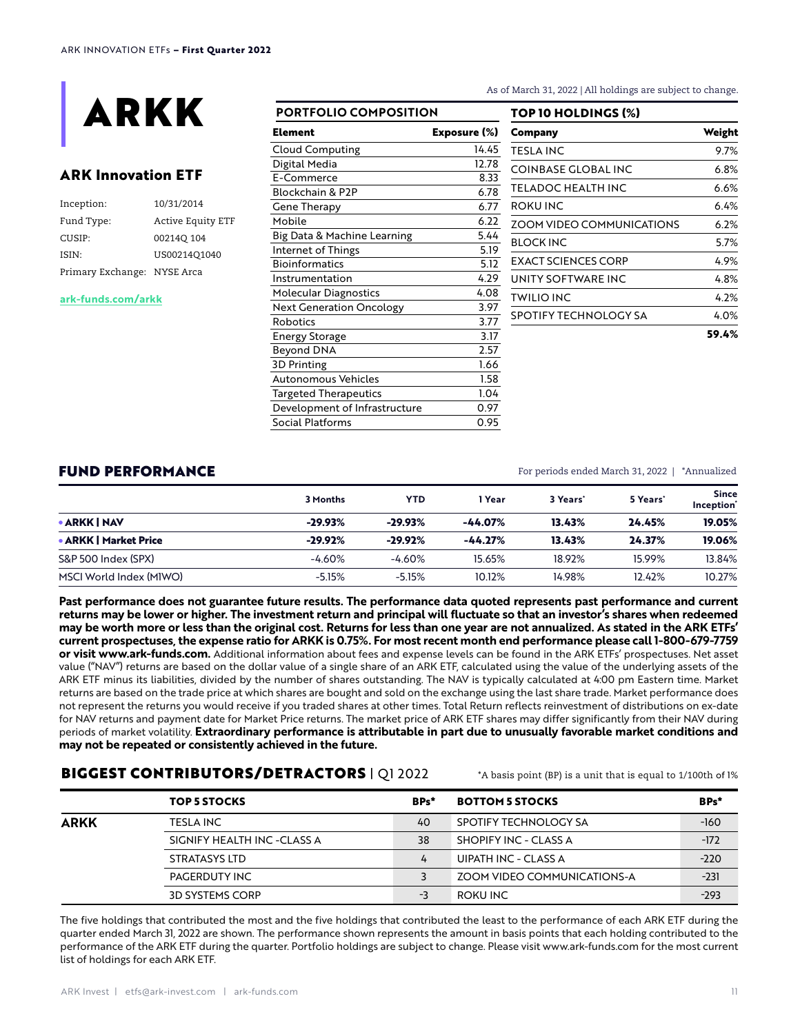# ARKK

## ARK Innovation ETF

| | |
|---|---|
| Inception: | 10/31/2014 |
| Fund Type: | Active Equity ETF |
| CUSIP: | 00214Q 104 |
| ISIN: | US00214Q1040 |
| Primary Exchange: | NYSE Arca |

ark-funds.com/arkk

As of March 31, 2022 | All holdings are subject to change.

### PORTFOLIO COMPOSITION

| Element | Exposure (%) |
|---|---|
| Cloud Computing | 14.45 |
| Digital Media | 12.78 |
| E-Commerce | 8.33 |
| Blockchain & P2P | 6.78 |
| Gene Therapy | 6.77 |
| Mobile | 6.22 |
| Big Data & Machine Learning | 5.44 |
| Internet of Things | 5.19 |
| Bioinformatics | 5.12 |
| Instrumentation | 4.29 |
| Molecular Diagnostics | 4.08 |
| Next Generation Oncology | 3.97 |
| Robotics | 3.77 |
| Energy Storage | 3.17 |
| Beyond DNA | 2.57 |
| 3D Printing | 1.66 |
| Autonomous Vehicles | 1.58 |
| Targeted Therapeutics | 1.04 |
| Development of Infrastructure | 0.97 |
| Social Platforms | 0.95 |

### TOP 10 HOLDINGS (%)

| Company | Weight |
|---|---|
| TESLA INC | 9.7% |
| COINBASE GLOBAL INC | 6.8% |
| TELADOC HEALTH INC | 6.6% |
| ROKU INC | 6.4% |
| ZOOM VIDEO COMMUNICATIONS | 6.2% |
| BLOCK INC | 5.7% |
| EXACT SCIENCES CORP | 4.9% |
| UNITY SOFTWARE INC | 4.8% |
| TWILIO INC | 4.2% |
| SPOTIFY TECHNOLOGY SA | 4.0% |
| | **59.4%** |

## FUND PERFORMANCE

For periods ended March 31, 2022 | *Annualized

| | 3 Months | YTD | 1 Year | 3 Years* | 5 Years* | Since Inception* |
|---|---|---|---|---|---|---|
| **• ARKK \| NAV** | **-29.93%** | **-29.93%** | **-44.07%** | **13.43%** | **24.45%** | **19.05%** |
| **• ARKK \| Market Price** | **-29.92%** | **-29.92%** | **-44.27%** | **13.43%** | **24.37%** | **19.06%** |
| S&P 500 Index (SPX) | -4.60% | -4.60% | 15.65% | 18.92% | 15.99% | 13.84% |
| MSCI World Index (M1WO) | -5.15% | -5.15% | 10.12% | 14.98% | 12.42% | 10.27% |

**Past performance does not guarantee future results. The performance data quoted represents past performance and current returns may be lower or higher. The investment return and principal will fluctuate so that an investor's shares when redeemed may be worth more or less than the original cost. Returns for less than one year are not annualized. As stated in the ARK ETFs' current prospectuses, the expense ratio for ARKK is 0.75%. For most recent month end performance please call 1-800-679-7759 or visit www.ark-funds.com.** Additional information about fees and expense levels can be found in the ARK ETFs' prospectuses. Net asset value ("NAV") returns are based on the dollar value of a single share of an ARK ETF, calculated using the value of the underlying assets of the ARK ETF minus its liabilities, divided by the number of shares outstanding. The NAV is typically calculated at 4:00 pm Eastern time. Market returns are based on the trade price at which shares are bought and sold on the exchange using the last share trade. Market performance does not represent the returns you would receive if you traded shares at other times. Total Return reflects reinvestment of distributions on ex-date for NAV returns and payment date for Market Price returns. The market price of ARK ETF shares may differ significantly from their NAV during periods of market volatility. **Extraordinary performance is attributable in part due to unusually favorable market conditions and may not be repeated or consistently achieved in the future.**

## BIGGEST CONTRIBUTORS/DETRACTORS | Q1 2022

*A basis point (BP) is a unit that is equal to 1/100th of 1%

| | TOP 5 STOCKS | BPs* | BOTTOM 5 STOCKS | BPs* |
|---|---|---|---|---|
| **ARKK** | TESLA INC | 40 | SPOTIFY TECHNOLOGY SA | -160 |
| | SIGNIFY HEALTH INC -CLASS A | 38 | SHOPIFY INC - CLASS A | -172 |
| | STRATASYS LTD | 4 | UIPATH INC - CLASS A | -220 |
| | PAGERDUTY INC | 3 | ZOOM VIDEO COMMUNICATIONS-A | -231 |
| | 3D SYSTEMS CORP | -3 | ROKU INC | -293 |

The five holdings that contributed the most and the five holdings that contributed the least to the performance of each ARK ETF during the quarter ended March 31, 2022 are shown. The performance shown represents the amount in basis points that each holding contributed to the performance of the ARK ETF during the quarter. Portfolio holdings are subject to change. Please visit www.ark-funds.com for the most current list of holdings for each ARK ETF.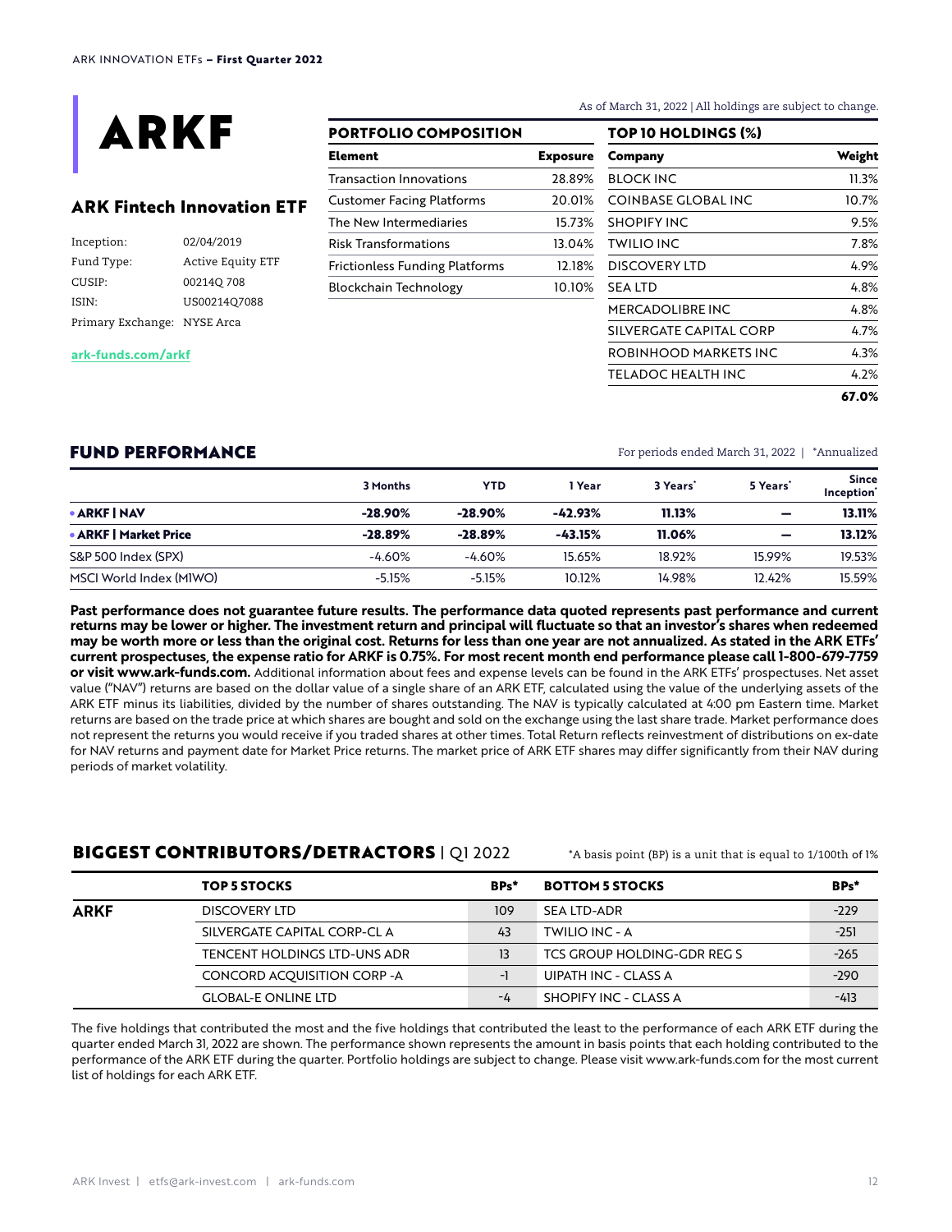# ARKF

## ARK Fintech Innovation ETF

Inception: 02/04/2019
Fund Type: Active Equity ETF
CUSIP: 00214Q 708
ISIN: US00214Q7088
Primary Exchange: NYSE Arca

ark-funds.com/arkf

As of March 31, 2022 | All holdings are subject to change.

### PORTFOLIO COMPOSITION

| Element | Exposure |
|---|---|
| Transaction Innovations | 28.89% |
| Customer Facing Platforms | 20.01% |
| The New Intermediaries | 15.73% |
| Risk Transformations | 13.04% |
| Frictionless Funding Platforms | 12.18% |
| Blockchain Technology | 10.10% |

### TOP 10 HOLDINGS (%)

| Company | Weight |
|---|---|
| BLOCK INC | 11.3% |
| COINBASE GLOBAL INC | 10.7% |
| SHOPIFY INC | 9.5% |
| TWILIO INC | 7.8% |
| DISCOVERY LTD | 4.9% |
| SEA LTD | 4.8% |
| MERCADOLIBRE INC | 4.8% |
| SILVERGATE CAPITAL CORP | 4.7% |
| ROBINHOOD MARKETS INC | 4.3% |
| TELADOC HEALTH INC | 4.2% |
| | **67.0%** |

## FUND PERFORMANCE

For periods ended March 31, 2022 | *Annualized

| | 3 Months | YTD | 1 Year | 3 Years* | 5 Years* | Since Inception* |
|---|---|---|---|---|---|---|
| **• ARKF \| NAV** | **-28.90%** | **-28.90%** | **-42.93%** | **11.13%** | **—** | **13.11%** |
| **• ARKF \| Market Price** | **-28.89%** | **-28.89%** | **-43.15%** | **11.06%** | **—** | **13.12%** |
| S&P 500 Index (SPX) | -4.60% | -4.60% | 15.65% | 18.92% | 15.99% | 19.53% |
| MSCI World Index (M1WO) | -5.15% | -5.15% | 10.12% | 14.98% | 12.42% | 15.59% |

**Past performance does not guarantee future results. The performance data quoted represents past performance and current returns may be lower or higher. The investment return and principal will fluctuate so that an investor's shares when redeemed may be worth more or less than the original cost. Returns for less than one year are not annualized. As stated in the ARK ETFs' current prospectuses, the expense ratio for ARKF is 0.75%. For most recent month end performance please call 1-800-679-7759 or visit www.ark-funds.com.** Additional information about fees and expense levels can be found in the ARK ETFs' prospectuses. Net asset value ("NAV") returns are based on the dollar value of a single share of an ARK ETF, calculated using the value of the underlying assets of the ARK ETF minus its liabilities, divided by the number of shares outstanding. The NAV is typically calculated at 4:00 pm Eastern time. Market returns are based on the trade price at which shares are bought and sold on the exchange using the last share trade. Market performance does not represent the returns you would receive if you traded shares at other times. Total Return reflects reinvestment of distributions on ex-date for NAV returns and payment date for Market Price returns. The market price of ARK ETF shares may differ significantly from their NAV during periods of market volatility.

## BIGGEST CONTRIBUTORS/DETRACTORS | Q1 2022

*A basis point (BP) is a unit that is equal to 1/100th of 1%

| | TOP 5 STOCKS | BPs* | BOTTOM 5 STOCKS | BPs* |
|---|---|---|---|---|
| **ARKF** | DISCOVERY LTD | 109 | SEA LTD-ADR | -229 |
| | SILVERGATE CAPITAL CORP-CL A | 43 | TWILIO INC - A | -251 |
| | TENCENT HOLDINGS LTD-UNS ADR | 13 | TCS GROUP HOLDING-GDR REG S | -265 |
| | CONCORD ACQUISITION CORP -A | -1 | UIPATH INC - CLASS A | -290 |
| | GLOBAL-E ONLINE LTD | -4 | SHOPIFY INC - CLASS A | -413 |

The five holdings that contributed the most and the five holdings that contributed the least to the performance of each ARK ETF during the quarter ended March 31, 2022 are shown. The performance shown represents the amount in basis points that each holding contributed to the performance of the ARK ETF during the quarter. Portfolio holdings are subject to change. Please visit www.ark-funds.com for the most current list of holdings for each ARK ETF.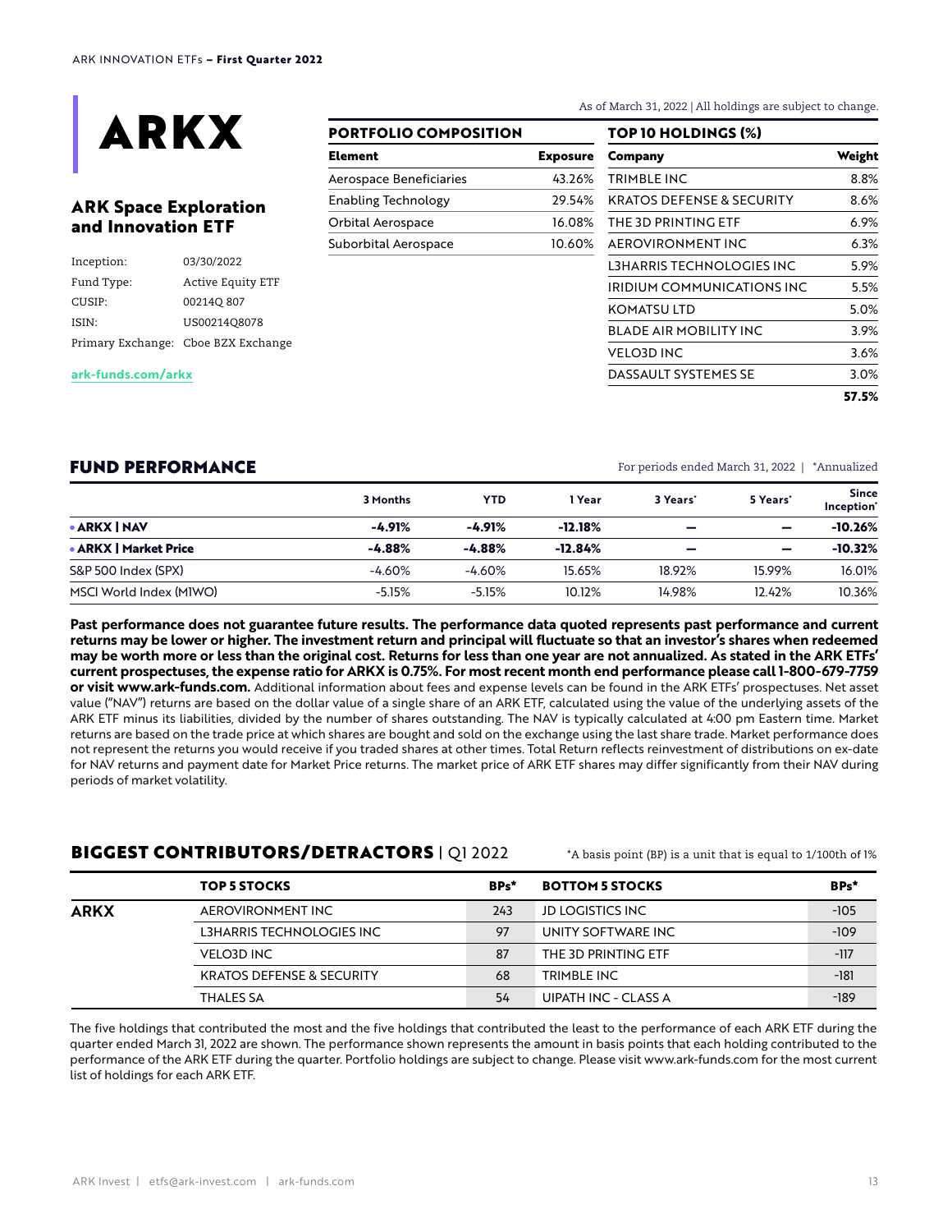# ARKX

## ARK Space Exploration and Innovation ETF

| | |
|---|---|
| Inception: | 03/30/2022 |
| Fund Type: | Active Equity ETF |
| CUSIP: | 00214Q 807 |
| ISIN: | US00214Q8078 |
| Primary Exchange: | Cboe BZX Exchange |

ark-funds.com/arkx

As of March 31, 2022 | All holdings are subject to change.

### PORTFOLIO COMPOSITION

| Element | Exposure |
|---|---|
| Aerospace Beneficiaries | 43.26% |
| Enabling Technology | 29.54% |
| Orbital Aerospace | 16.08% |
| Suborbital Aerospace | 10.60% |

### TOP 10 HOLDINGS (%)

| Company | Weight |
|---|---|
| TRIMBLE INC | 8.8% |
| KRATOS DEFENSE & SECURITY | 8.6% |
| THE 3D PRINTING ETF | 6.9% |
| AEROVIRONMENT INC | 6.3% |
| L3HARRIS TECHNOLOGIES INC | 5.9% |
| IRIDIUM COMMUNICATIONS INC | 5.5% |
| KOMATSU LTD | 5.0% |
| BLADE AIR MOBILITY INC | 3.9% |
| VELO3D INC | 3.6% |
| DASSAULT SYSTEMES SE | 3.0% |
| | **57.5%** |

## FUND PERFORMANCE

For periods ended March 31, 2022 | *Annualized

| | 3 Months | YTD | 1 Year | 3 Years* | 5 Years* | Since Inception* |
|---|---|---|---|---|---|---|
| **• ARKX \| NAV** | **-4.91%** | **-4.91%** | **-12.18%** | **–** | **–** | **-10.26%** |
| **• ARKX \| Market Price** | **-4.88%** | **-4.88%** | **-12.84%** | **–** | **–** | **-10.32%** |
| S&P 500 Index (SPX) | -4.60% | -4.60% | 15.65% | 18.92% | 15.99% | 16.01% |
| MSCI World Index (M1WO) | -5.15% | -5.15% | 10.12% | 14.98% | 12.42% | 10.36% |

**Past performance does not guarantee future results. The performance data quoted represents past performance and current returns may be lower or higher. The investment return and principal will fluctuate so that an investor's shares when redeemed may be worth more or less than the original cost. Returns for less than one year are not annualized. As stated in the ARK ETFs' current prospectuses, the expense ratio for ARKX is 0.75%. For most recent month end performance please call 1-800-679-7759 or visit www.ark-funds.com.** Additional information about fees and expense levels can be found in the ARK ETFs' prospectuses. Net asset value ("NAV") returns are based on the dollar value of a single share of an ARK ETF, calculated using the value of the underlying assets of the ARK ETF minus its liabilities, divided by the number of shares outstanding. The NAV is typically calculated at 4:00 pm Eastern time. Market returns are based on the trade price at which shares are bought and sold on the exchange using the last share trade. Market performance does not represent the returns you would receive if you traded shares at other times. Total Return reflects reinvestment of distributions on ex-date for NAV returns and payment date for Market Price returns. The market price of ARK ETF shares may differ significantly from their NAV during periods of market volatility.

## BIGGEST CONTRIBUTORS/DETRACTORS | Q1 2022

*A basis point (BP) is a unit that is equal to 1/100th of 1%

| | TOP 5 STOCKS | BPs* | BOTTOM 5 STOCKS | BPs* |
|---|---|---|---|---|
| **ARKX** | AEROVIRONMENT INC | 243 | JD LOGISTICS INC | -105 |
| | L3HARRIS TECHNOLOGIES INC | 97 | UNITY SOFTWARE INC | -109 |
| | VELO3D INC | 87 | THE 3D PRINTING ETF | -117 |
| | KRATOS DEFENSE & SECURITY | 68 | TRIMBLE INC | -181 |
| | THALES SA | 54 | UIPATH INC - CLASS A | -189 |

The five holdings that contributed the most and the five holdings that contributed the least to the performance of each ARK ETF during the quarter ended March 31, 2022 are shown. The performance shown represents the amount in basis points that each holding contributed to the performance of the ARK ETF during the quarter. Portfolio holdings are subject to change. Please visit www.ark-funds.com for the most current list of holdings for each ARK ETF.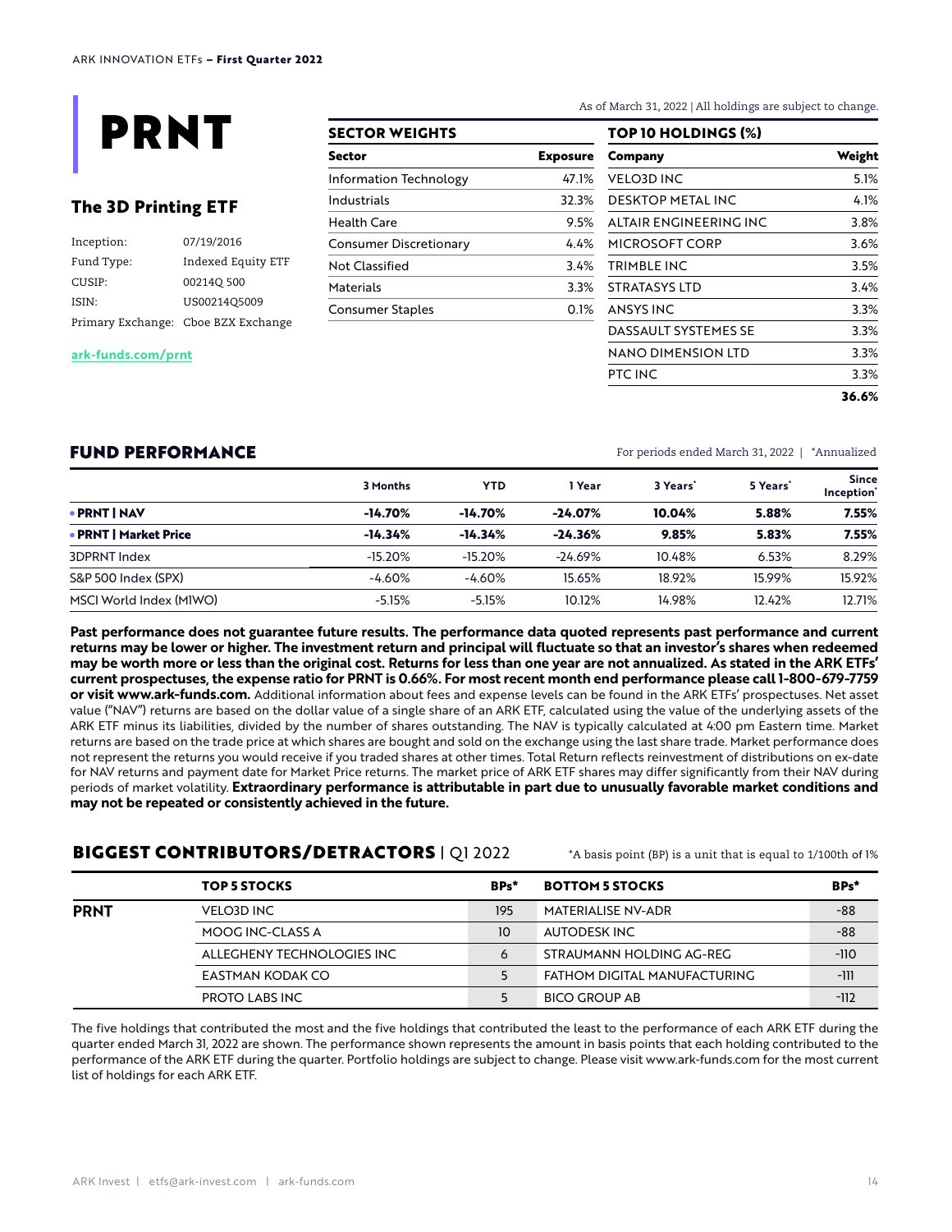# PRNT

## The 3D Printing ETF

| | |
|---|---|
| Inception: | 07/19/2016 |
| Fund Type: | Indexed Equity ETF |
| CUSIP: | 00214Q 500 |
| ISIN: | US00214Q5009 |
| Primary Exchange: | Cboe BZX Exchange |

ark-funds.com/prnt

As of March 31, 2022 | All holdings are subject to change.

### SECTOR WEIGHTS

| Sector | Exposure |
|---|---|
| Information Technology | 47.1% |
| Industrials | 32.3% |
| Health Care | 9.5% |
| Consumer Discretionary | 4.4% |
| Not Classified | 3.4% |
| Materials | 3.3% |
| Consumer Staples | 0.1% |

### TOP 10 HOLDINGS (%)

| Company | Weight |
|---|---|
| VELO3D INC | 5.1% |
| DESKTOP METAL INC | 4.1% |
| ALTAIR ENGINEERING INC | 3.8% |
| MICROSOFT CORP | 3.6% |
| TRIMBLE INC | 3.5% |
| STRATASYS LTD | 3.4% |
| ANSYS INC | 3.3% |
| DASSAULT SYSTEMES SE | 3.3% |
| NANO DIMENSION LTD | 3.3% |
| PTC INC | 3.3% |
| | **36.6%** |

## FUND PERFORMANCE

For periods ended March 31, 2022 | *Annualized

| | 3 Months | YTD | 1 Year | 3 Years* | 5 Years* | Since Inception* |
|---|---|---|---|---|---|---|
| **• PRNT \| NAV** | **-14.70%** | **-14.70%** | **-24.07%** | **10.04%** | **5.88%** | **7.55%** |
| **• PRNT \| Market Price** | **-14.34%** | **-14.34%** | **-24.36%** | **9.85%** | **5.83%** | **7.55%** |
| 3DPRNT Index | -15.20% | -15.20% | -24.69% | 10.48% | 6.53% | 8.29% |
| S&P 500 Index (SPX) | -4.60% | -4.60% | 15.65% | 18.92% | 15.99% | 15.92% |
| MSCI World Index (M1WO) | -5.15% | -5.15% | 10.12% | 14.98% | 12.42% | 12.71% |

**Past performance does not guarantee future results. The performance data quoted represents past performance and current returns may be lower or higher. The investment return and principal will fluctuate so that an investor's shares when redeemed may be worth more or less than the original cost. Returns for less than one year are not annualized. As stated in the ARK ETFs' current prospectuses, the expense ratio for PRNT is 0.66%. For most recent month end performance please call 1-800-679-7759 or visit www.ark-funds.com.** Additional information about fees and expense levels can be found in the ARK ETFs' prospectuses. Net asset value ("NAV") returns are based on the dollar value of a single share of an ARK ETF, calculated using the value of the underlying assets of the ARK ETF minus its liabilities, divided by the number of shares outstanding. The NAV is typically calculated at 4:00 pm Eastern time. Market returns are based on the trade price at which shares are bought and sold on the exchange using the last share trade. Market performance does not represent the returns you would receive if you traded shares at other times. Total Return reflects reinvestment of distributions on ex-date for NAV returns and payment date for Market Price returns. The market price of ARK ETF shares may differ significantly from their NAV during periods of market volatility. **Extraordinary performance is attributable in part due to unusually favorable market conditions and may not be repeated or consistently achieved in the future.**

## BIGGEST CONTRIBUTORS/DETRACTORS | Q1 2022

*A basis point (BP) is a unit that is equal to 1/100th of 1%

| | TOP 5 STOCKS | BPs* | BOTTOM 5 STOCKS | BPs* |
|---|---|---|---|---|
| **PRNT** | VELO3D INC | 195 | MATERIALISE NV-ADR | -88 |
| | MOOG INC-CLASS A | 10 | AUTODESK INC | -88 |
| | ALLEGHENY TECHNOLOGIES INC | 6 | STRAUMANN HOLDING AG-REG | -110 |
| | EASTMAN KODAK CO | 5 | FATHOM DIGITAL MANUFACTURING | -111 |
| | PROTO LABS INC | 5 | BICO GROUP AB | -112 |

The five holdings that contributed the most and the five holdings that contributed the least to the performance of each ARK ETF during the quarter ended March 31, 2022 are shown. The performance shown represents the amount in basis points that each holding contributed to the performance of the ARK ETF during the quarter. Portfolio holdings are subject to change. Please visit www.ark-funds.com for the most current list of holdings for each ARK ETF.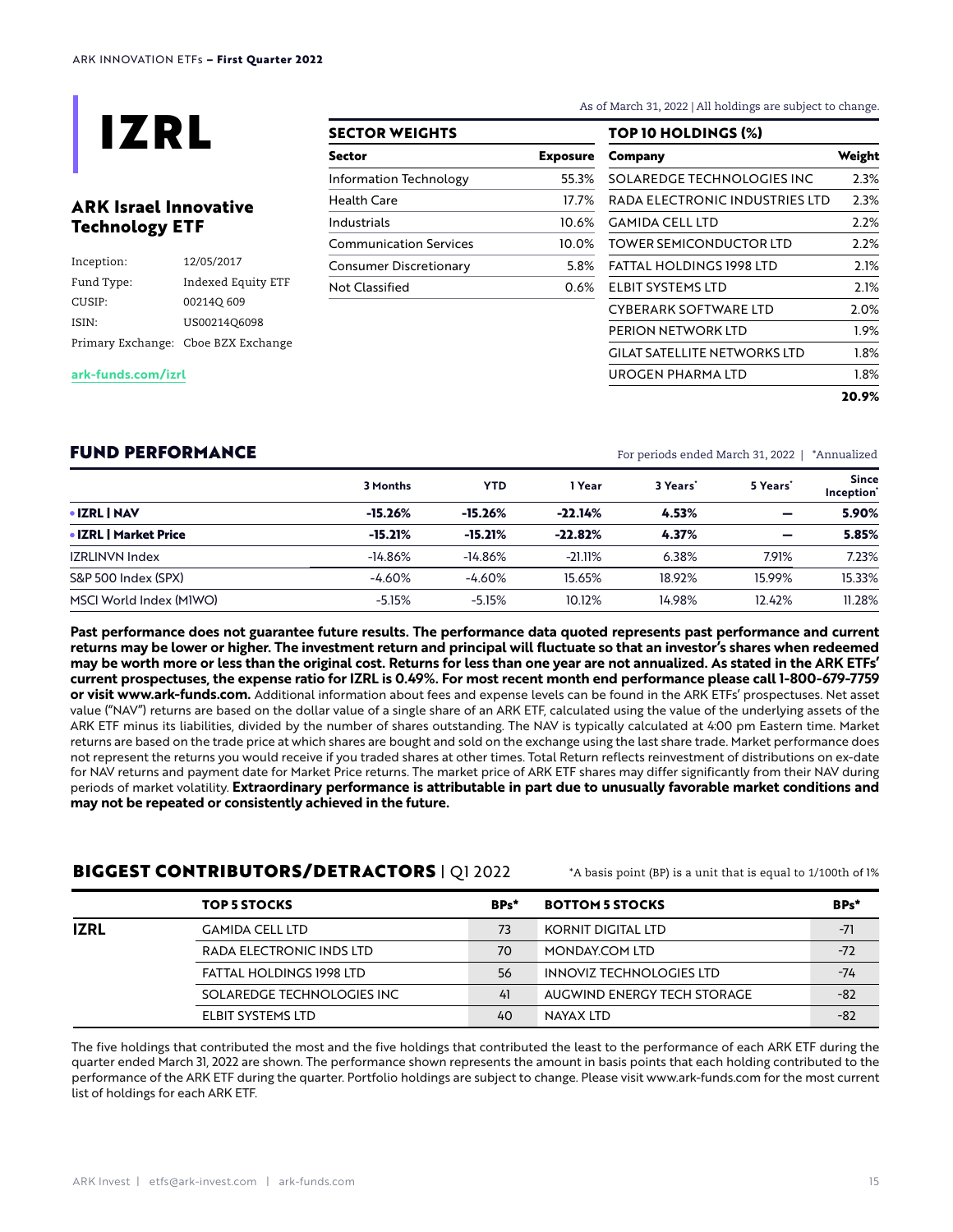# IZRL

## ARK Israel Innovative Technology ETF

| | |
|---|---|
| Inception: | 12/05/2017 |
| Fund Type: | Indexed Equity ETF |
| CUSIP: | 00214Q 609 |
| ISIN: | US00214Q6098 |
| Primary Exchange: | Cboe BZX Exchange |

ark-funds.com/izrl

As of March 31, 2022 | All holdings are subject to change.

### SECTOR WEIGHTS

| Sector | Exposure |
|---|---|
| Information Technology | 55.3% |
| Health Care | 17.7% |
| Industrials | 10.6% |
| Communication Services | 10.0% |
| Consumer Discretionary | 5.8% |
| Not Classified | 0.6% |

### TOP 10 HOLDINGS (%)

| Company | Weight |
|---|---|
| SOLAREDGE TECHNOLOGIES INC | 2.3% |
| RADA ELECTRONIC INDUSTRIES LTD | 2.3% |
| GAMIDA CELL LTD | 2.2% |
| TOWER SEMICONDUCTOR LTD | 2.2% |
| FATTAL HOLDINGS 1998 LTD | 2.1% |
| ELBIT SYSTEMS LTD | 2.1% |
| CYBERARK SOFTWARE LTD | 2.0% |
| PERION NETWORK LTD | 1.9% |
| GILAT SATELLITE NETWORKS LTD | 1.8% |
| UROGEN PHARMA LTD | 1.8% |
| | **20.9%** |

## FUND PERFORMANCE

For periods ended March 31, 2022 | *Annualized

| | 3 Months | YTD | 1 Year | 3 Years* | 5 Years* | Since Inception* |
|---|---|---|---|---|---|---|
| **• IZRL \| NAV** | **-15.26%** | **-15.26%** | **-22.14%** | **4.53%** | **—** | **5.90%** |
| **• IZRL \| Market Price** | **-15.21%** | **-15.21%** | **-22.82%** | **4.37%** | **—** | **5.85%** |
| IZRLINVN Index | -14.86% | -14.86% | -21.11% | 6.38% | 7.91% | 7.23% |
| S&P 500 Index (SPX) | -4.60% | -4.60% | 15.65% | 18.92% | 15.99% | 15.33% |
| MSCI World Index (M1WO) | -5.15% | -5.15% | 10.12% | 14.98% | 12.42% | 11.28% |

**Past performance does not guarantee future results. The performance data quoted represents past performance and current returns may be lower or higher. The investment return and principal will fluctuate so that an investor's shares when redeemed may be worth more or less than the original cost. Returns for less than one year are not annualized. As stated in the ARK ETFs' current prospectuses, the expense ratio for IZRL is 0.49%. For most recent month end performance please call 1-800-679-7759 or visit www.ark-funds.com.** Additional information about fees and expense levels can be found in the ARK ETFs' prospectuses. Net asset value ("NAV") returns are based on the dollar value of a single share of an ARK ETF, calculated using the value of the underlying assets of the ARK ETF minus its liabilities, divided by the number of shares outstanding. The NAV is typically calculated at 4:00 pm Eastern time. Market returns are based on the trade price at which shares are bought and sold on the exchange using the last share trade. Market performance does not represent the returns you would receive if you traded shares at other times. Total Return reflects reinvestment of distributions on ex-date for NAV returns and payment date for Market Price returns. The market price of ARK ETF shares may differ significantly from their NAV during periods of market volatility. **Extraordinary performance is attributable in part due to unusually favorable market conditions and may not be repeated or consistently achieved in the future.**

## BIGGEST CONTRIBUTORS/DETRACTORS | Q1 2022

*A basis point (BP) is a unit that is equal to 1/100th of 1%

| | TOP 5 STOCKS | BPs* | BOTTOM 5 STOCKS | BPs* |
|---|---|---|---|---|
| **IZRL** | GAMIDA CELL LTD | 73 | KORNIT DIGITAL LTD | -71 |
| | RADA ELECTRONIC INDS LTD | 70 | MONDAY.COM LTD | -72 |
| | FATTAL HOLDINGS 1998 LTD | 56 | INNOVIZ TECHNOLOGIES LTD | -74 |
| | SOLAREDGE TECHNOLOGIES INC | 41 | AUGWIND ENERGY TECH STORAGE | -82 |
| | ELBIT SYSTEMS LTD | 40 | NAYAX LTD | -82 |

The five holdings that contributed the most and the five holdings that contributed the least to the performance of each ARK ETF during the quarter ended March 31, 2022 are shown. The performance shown represents the amount in basis points that each holding contributed to the performance of the ARK ETF during the quarter. Portfolio holdings are subject to change. Please visit www.ark-funds.com for the most current list of holdings for each ARK ETF.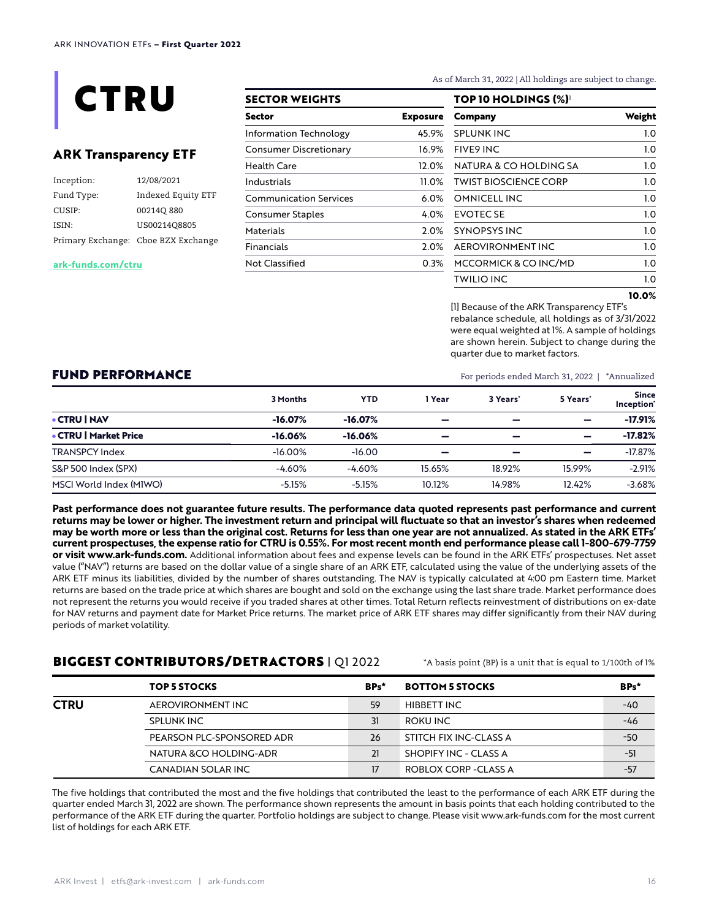# CTRU

## ARK Transparency ETF

Inception: 12/08/2021
Fund Type: Indexed Equity ETF
CUSIP: 00214Q 880
ISIN: US00214Q8805
Primary Exchange: Cboe BZX Exchange

ark-funds.com/ctru

As of March 31, 2022 | All holdings are subject to change.

### SECTOR WEIGHTS

| Sector | Exposure |
|---|---|
| Information Technology | 45.9% |
| Consumer Discretionary | 16.9% |
| Health Care | 12.0% |
| Industrials | 11.0% |
| Communication Services | 6.0% |
| Consumer Staples | 4.0% |
| Materials | 2.0% |
| Financials | 2.0% |
| Not Classified | 0.3% |

### TOP 10 HOLDINGS (%)[1]

| Company | Weight |
|---|---|
| SPLUNK INC | 1.0 |
| FIVE9 INC | 1.0 |
| NATURA & CO HOLDING SA | 1.0 |
| TWIST BIOSCIENCE CORP | 1.0 |
| OMNICELL INC | 1.0 |
| EVOTEC SE | 1.0 |
| SYNOPSYS INC | 1.0 |
| AEROVIRONMENT INC | 1.0 |
| MCCORMICK & CO INC/MD | 1.0 |
| TWILIO INC | 1.0 |
| | **10.0%** |

[1] Because of the ARK Transparency ETF's rebalance schedule, all holdings as of 3/31/2022 were equal weighted at 1%. A sample of holdings are shown herein. Subject to change during the quarter due to market factors.

## FUND PERFORMANCE

For periods ended March 31, 2022 | *Annualized

| | 3 Months | YTD | 1 Year | 3 Years* | 5 Years* | Since Inception* |
|---|---|---|---|---|---|---|
| **• CTRU \| NAV** | **-16.07%** | **-16.07%** | **—** | **—** | **—** | **-17.91%** |
| **• CTRU \| Market Price** | **-16.06%** | **-16.06%** | **—** | **—** | **—** | **-17.82%** |
| TRANSPCY Index | -16.00% | -16.00 | — | — | — | -17.87% |
| S&P 500 Index (SPX) | -4.60% | -4.60% | 15.65% | 18.92% | 15.99% | -2.91% |
| MSCI World Index (M1WO) | -5.15% | -5.15% | 10.12% | 14.98% | 12.42% | -3.68% |

**Past performance does not guarantee future results. The performance data quoted represents past performance and current returns may be lower or higher. The investment return and principal will fluctuate so that an investor's shares when redeemed may be worth more or less than the original cost. Returns for less than one year are not annualized. As stated in the ARK ETFs' current prospectuses, the expense ratio for CTRU is 0.55%. For most recent month end performance please call 1-800-679-7759 or visit www.ark-funds.com.** Additional information about fees and expense levels can be found in the ARK ETFs' prospectuses. Net asset value ("NAV") returns are based on the dollar value of a single share of an ARK ETF, calculated using the value of the underlying assets of the ARK ETF minus its liabilities, divided by the number of shares outstanding. The NAV is typically calculated at 4:00 pm Eastern time. Market returns are based on the trade price at which shares are bought and sold on the exchange using the last share trade. Market performance does not represent the returns you would receive if you traded shares at other times. Total Return reflects reinvestment of distributions on ex-date for NAV returns and payment date for Market Price returns. The market price of ARK ETF shares may differ significantly from their NAV during periods of market volatility.

## BIGGEST CONTRIBUTORS/DETRACTORS | Q1 2022

*A basis point (BP) is a unit that is equal to 1/100th of 1%

| | TOP 5 STOCKS | BPs* | BOTTOM 5 STOCKS | BPs* |
|---|---|---|---|---|
| **CTRU** | AEROVIRONMENT INC | 59 | HIBBETT INC | -40 |
| | SPLUNK INC | 31 | ROKU INC | -46 |
| | PEARSON PLC-SPONSORED ADR | 26 | STITCH FIX INC-CLASS A | -50 |
| | NATURA &CO HOLDING-ADR | 21 | SHOPIFY INC - CLASS A | -51 |
| | CANADIAN SOLAR INC | 17 | ROBLOX CORP -CLASS A | -57 |

The five holdings that contributed the most and the five holdings that contributed the least to the performance of each ARK ETF during the quarter ended March 31, 2022 are shown. The performance shown represents the amount in basis points that each holding contributed to the performance of the ARK ETF during the quarter. Portfolio holdings are subject to change. Please visit www.ark-funds.com for the most current list of holdings for each ARK ETF.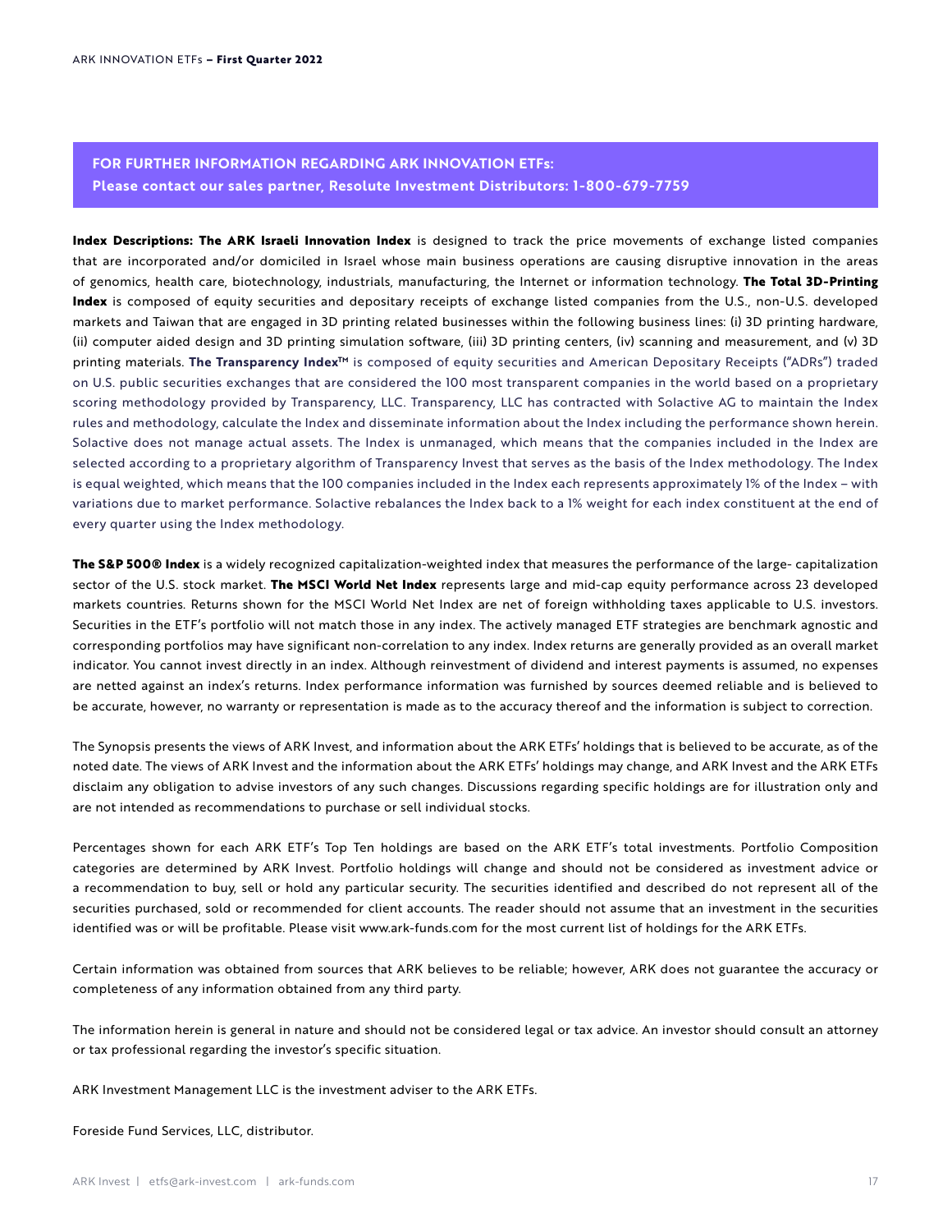**FOR FURTHER INFORMATION REGARDING ARK INNOVATION ETFs:**
**Please contact our sales partner, Resolute Investment Distributors: 1-800-679-7759**

**Index Descriptions: The ARK Israeli Innovation Index** is designed to track the price movements of exchange listed companies that are incorporated and/or domiciled in Israel whose main business operations are causing disruptive innovation in the areas of genomics, health care, biotechnology, industrials, manufacturing, the Internet or information technology. **The Total 3D-Printing Index** is composed of equity securities and depositary receipts of exchange listed companies from the U.S., non-U.S. developed markets and Taiwan that are engaged in 3D printing related businesses within the following business lines: (i) 3D printing hardware, (ii) computer aided design and 3D printing simulation software, (iii) 3D printing centers, (iv) scanning and measurement, and (v) 3D printing materials. **The Transparency Index™** is composed of equity securities and American Depositary Receipts ("ADRs") traded on U.S. public securities exchanges that are considered the 100 most transparent companies in the world based on a proprietary scoring methodology provided by Transparency, LLC. Transparency, LLC has contracted with Solactive AG to maintain the Index rules and methodology, calculate the Index and disseminate information about the Index including the performance shown herein. Solactive does not manage actual assets. The Index is unmanaged, which means that the companies included in the Index are selected according to a proprietary algorithm of Transparency Invest that serves as the basis of the Index methodology. The Index is equal weighted, which means that the 100 companies included in the Index each represents approximately 1% of the Index – with variations due to market performance. Solactive rebalances the Index back to a 1% weight for each index constituent at the end of every quarter using the Index methodology.

**The S&P 500® Index** is a widely recognized capitalization-weighted index that measures the performance of the large- capitalization sector of the U.S. stock market. **The MSCI World Net Index** represents large and mid-cap equity performance across 23 developed markets countries. Returns shown for the MSCI World Net Index are net of foreign withholding taxes applicable to U.S. investors. Securities in the ETF's portfolio will not match those in any index. The actively managed ETF strategies are benchmark agnostic and corresponding portfolios may have significant non-correlation to any index. Index returns are generally provided as an overall market indicator. You cannot invest directly in an index. Although reinvestment of dividend and interest payments is assumed, no expenses are netted against an index's returns. Index performance information was furnished by sources deemed reliable and is believed to be accurate, however, no warranty or representation is made as to the accuracy thereof and the information is subject to correction.

The Synopsis presents the views of ARK Invest, and information about the ARK ETFs' holdings that is believed to be accurate, as of the noted date. The views of ARK Invest and the information about the ARK ETFs' holdings may change, and ARK Invest and the ARK ETFs disclaim any obligation to advise investors of any such changes. Discussions regarding specific holdings are for illustration only and are not intended as recommendations to purchase or sell individual stocks.

Percentages shown for each ARK ETF's Top Ten holdings are based on the ARK ETF's total investments. Portfolio Composition categories are determined by ARK Invest. Portfolio holdings will change and should not be considered as investment advice or a recommendation to buy, sell or hold any particular security. The securities identified and described do not represent all of the securities purchased, sold or recommended for client accounts. The reader should not assume that an investment in the securities identified was or will be profitable. Please visit www.ark-funds.com for the most current list of holdings for the ARK ETFs.

Certain information was obtained from sources that ARK believes to be reliable; however, ARK does not guarantee the accuracy or completeness of any information obtained from any third party.

The information herein is general in nature and should not be considered legal or tax advice. An investor should consult an attorney or tax professional regarding the investor's specific situation.

ARK Investment Management LLC is the investment adviser to the ARK ETFs.

Foreside Fund Services, LLC, distributor.